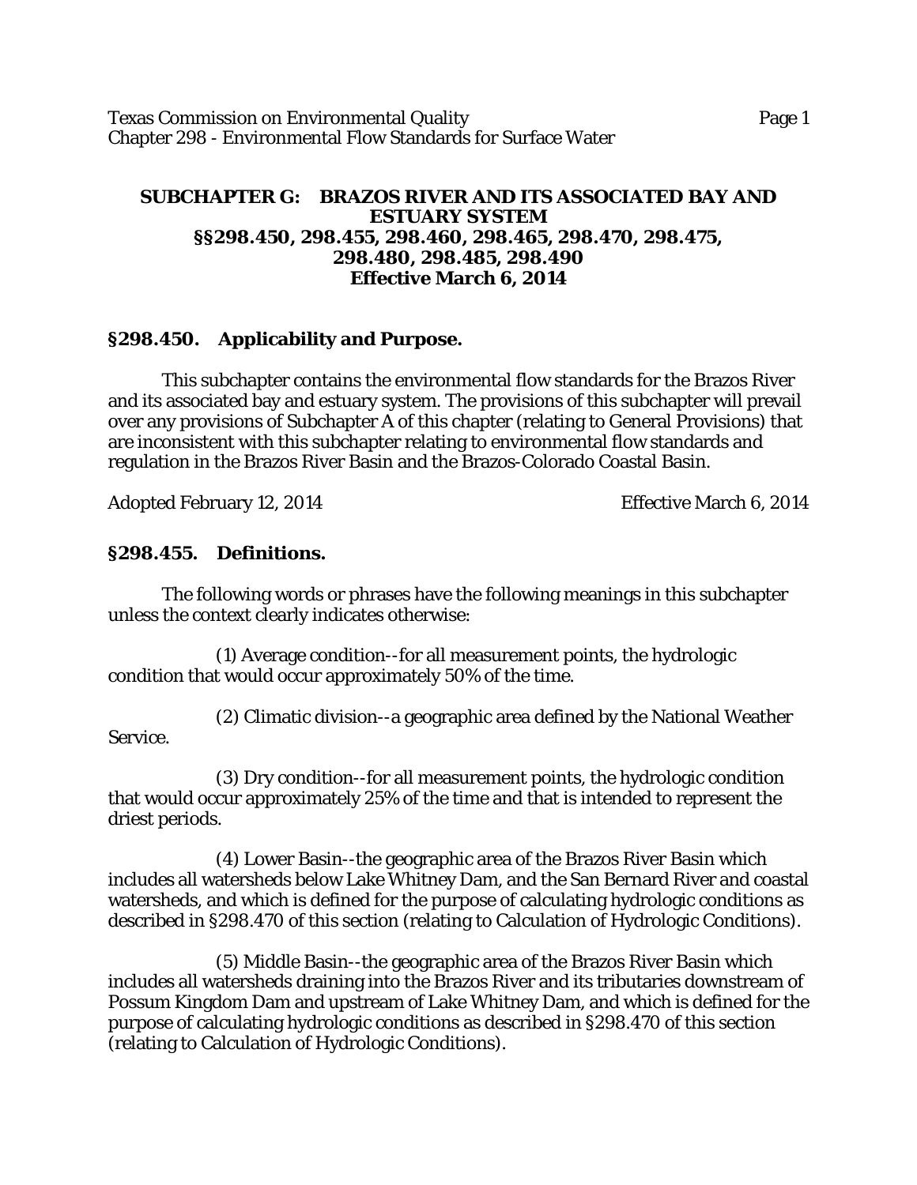## SUBCHAPTER G: BRAZOS RIVER AND ITS ASSOCIATED BAY AND ESTUARY SYSTEM
## §§298.450, 298.455, 298.460, 298.465, 298.470, 298.475, 298.480, 298.485, 298.490
## Effective March 6, 2014

### §298.450. Applicability and Purpose.

This subchapter contains the environmental flow standards for the Brazos River and its associated bay and estuary system. The provisions of this subchapter will prevail over any provisions of Subchapter A of this chapter (relating to General Provisions) that are inconsistent with this subchapter relating to environmental flow standards and regulation in the Brazos River Basin and the Brazos-Colorado Coastal Basin.

Adopted February 12, 2014 Effective March 6, 2014

### §298.455. Definitions.

The following words or phrases have the following meanings in this subchapter unless the context clearly indicates otherwise:

(1) Average condition--for all measurement points, the hydrologic condition that would occur approximately 50% of the time.

(2) Climatic division--a geographic area defined by the National Weather Service.

(3) Dry condition--for all measurement points, the hydrologic condition that would occur approximately 25% of the time and that is intended to represent the driest periods.

(4) Lower Basin--the geographic area of the Brazos River Basin which includes all watersheds below Lake Whitney Dam, and the San Bernard River and coastal watersheds, and which is defined for the purpose of calculating hydrologic conditions as described in §298.470 of this section (relating to Calculation of Hydrologic Conditions).

(5) Middle Basin--the geographic area of the Brazos River Basin which includes all watersheds draining into the Brazos River and its tributaries downstream of Possum Kingdom Dam and upstream of Lake Whitney Dam, and which is defined for the purpose of calculating hydrologic conditions as described in §298.470 of this section (relating to Calculation of Hydrologic Conditions).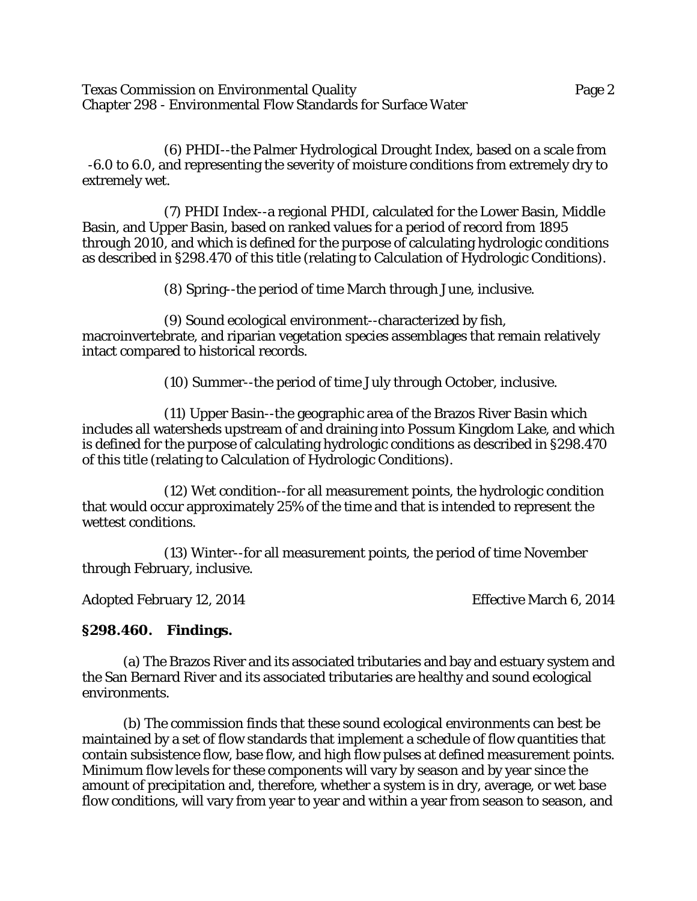(6) PHDI--the Palmer Hydrological Drought Index, based on a scale from -6.0 to 6.0, and representing the severity of moisture conditions from extremely dry to extremely wet.

(7) PHDI Index--a regional PHDI, calculated for the Lower Basin, Middle Basin, and Upper Basin, based on ranked values for a period of record from 1895 through 2010, and which is defined for the purpose of calculating hydrologic conditions as described in §298.470 of this title (relating to Calculation of Hydrologic Conditions).

(8) Spring--the period of time March through June, inclusive.

(9) Sound ecological environment--characterized by fish, macroinvertebrate, and riparian vegetation species assemblages that remain relatively intact compared to historical records.

(10) Summer--the period of time July through October, inclusive.

(11) Upper Basin--the geographic area of the Brazos River Basin which includes all watersheds upstream of and draining into Possum Kingdom Lake, and which is defined for the purpose of calculating hydrologic conditions as described in §298.470 of this title (relating to Calculation of Hydrologic Conditions).

(12) Wet condition--for all measurement points, the hydrologic condition that would occur approximately 25% of the time and that is intended to represent the wettest conditions.

(13) Winter--for all measurement points, the period of time November through February, inclusive.

Adopted February 12, 2014 Effective March 6, 2014

## §298.460. Findings.

(a) The Brazos River and its associated tributaries and bay and estuary system and the San Bernard River and its associated tributaries are healthy and sound ecological environments.

(b) The commission finds that these sound ecological environments can best be maintained by a set of flow standards that implement a schedule of flow quantities that contain subsistence flow, base flow, and high flow pulses at defined measurement points. Minimum flow levels for these components will vary by season and by year since the amount of precipitation and, therefore, whether a system is in dry, average, or wet base flow conditions, will vary from year to year and within a year from season to season, and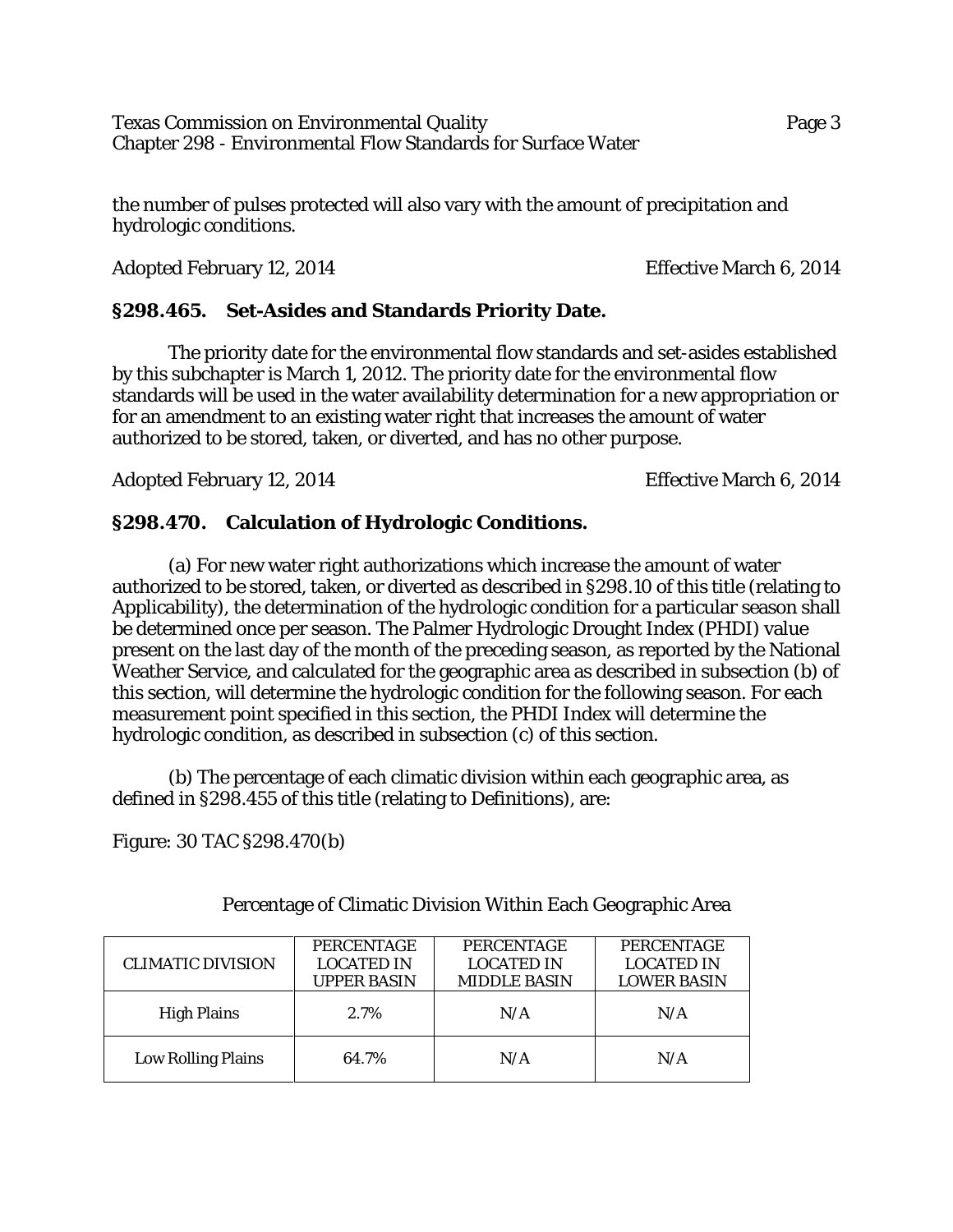the number of pulses protected will also vary with the amount of precipitation and hydrologic conditions.

Adopted February 12, 2014 Effective March 6, 2014

## §298.465. Set-Asides and Standards Priority Date.

The priority date for the environmental flow standards and set-asides established by this subchapter is March 1, 2012. The priority date for the environmental flow standards will be used in the water availability determination for a new appropriation or for an amendment to an existing water right that increases the amount of water authorized to be stored, taken, or diverted, and has no other purpose.

Adopted February 12, 2014 Effective March 6, 2014

## §298.470. Calculation of Hydrologic Conditions.

(a) For new water right authorizations which increase the amount of water authorized to be stored, taken, or diverted as described in §298.10 of this title (relating to Applicability), the determination of the hydrologic condition for a particular season shall be determined once per season. The Palmer Hydrologic Drought Index (PHDI) value present on the last day of the month of the preceding season, as reported by the National Weather Service, and calculated for the geographic area as described in subsection (b) of this section, will determine the hydrologic condition for the following season. For each measurement point specified in this section, the PHDI Index will determine the hydrologic condition, as described in subsection (c) of this section.

(b) The percentage of each climatic division within each geographic area, as defined in §298.455 of this title (relating to Definitions), are:

Figure: 30 TAC §298.470(b)

Percentage of Climatic Division Within Each Geographic Area

| CLIMATIC DIVISION | PERCENTAGE LOCATED IN UPPER BASIN | PERCENTAGE LOCATED IN MIDDLE BASIN | PERCENTAGE LOCATED IN LOWER BASIN |
|---|---|---|---|
| High Plains | 2.7% | N/A | N/A |
| Low Rolling Plains | 64.7% | N/A | N/A |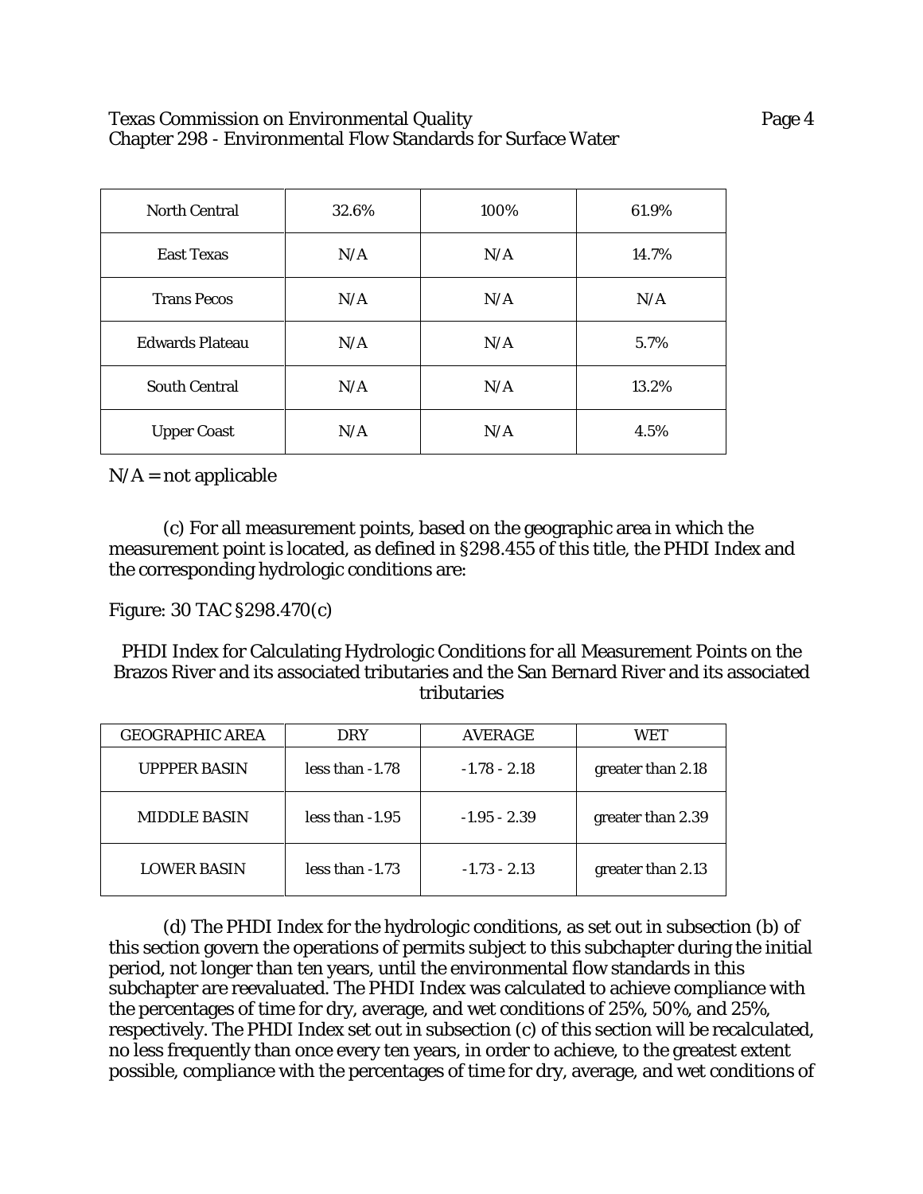| North Central | 32.6% | 100% | 61.9% |
|---|---|---|---|
| East Texas | N/A | N/A | 14.7% |
| Trans Pecos | N/A | N/A | N/A |
| Edwards Plateau | N/A | N/A | 5.7% |
| South Central | N/A | N/A | 13.2% |
| Upper Coast | N/A | N/A | 4.5% |

N/A = not applicable

(c) For all measurement points, based on the geographic area in which the measurement point is located, as defined in §298.455 of this title, the PHDI Index and the corresponding hydrologic conditions are:

Figure: 30 TAC §298.470(c)

PHDI Index for Calculating Hydrologic Conditions for all Measurement Points on the Brazos River and its associated tributaries and the San Bernard River and its associated tributaries

| GEOGRAPHIC AREA | DRY | AVERAGE | WET |
|---|---|---|---|
| UPPPER BASIN | less than -1.78 | -1.78 - 2.18 | greater than 2.18 |
| MIDDLE BASIN | less than -1.95 | -1.95 - 2.39 | greater than 2.39 |
| LOWER BASIN | less than -1.73 | -1.73 - 2.13 | greater than 2.13 |

(d) The PHDI Index for the hydrologic conditions, as set out in subsection (b) of this section govern the operations of permits subject to this subchapter during the initial period, not longer than ten years, until the environmental flow standards in this subchapter are reevaluated. The PHDI Index was calculated to achieve compliance with the percentages of time for dry, average, and wet conditions of 25%, 50%, and 25%, respectively. The PHDI Index set out in subsection (c) of this section will be recalculated, no less frequently than once every ten years, in order to achieve, to the greatest extent possible, compliance with the percentages of time for dry, average, and wet conditions of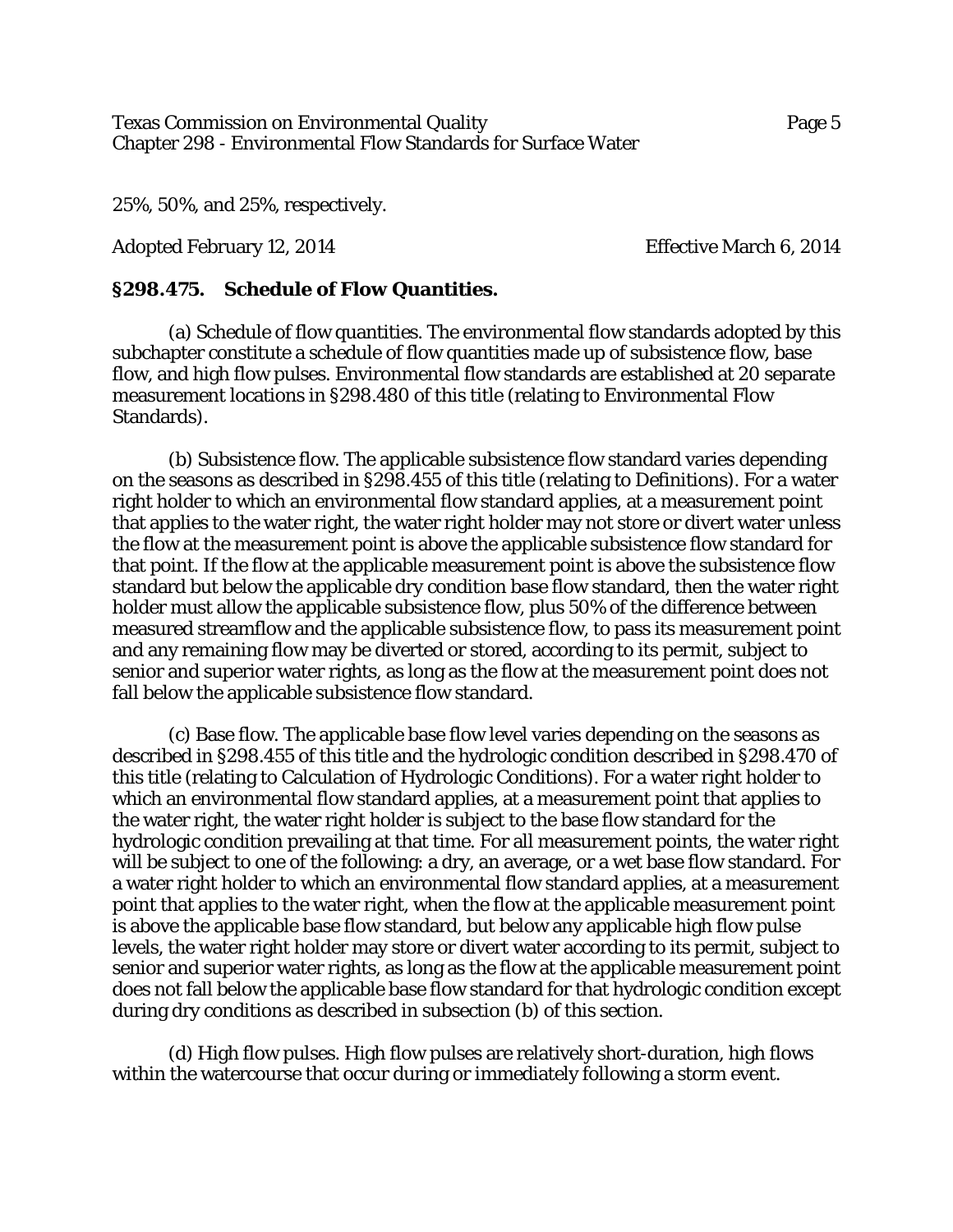25%, 50%, and 25%, respectively.

Adopted February 12, 2014 Effective March 6, 2014

**§298.475. Schedule of Flow Quantities.**

(a) Schedule of flow quantities. The environmental flow standards adopted by this subchapter constitute a schedule of flow quantities made up of subsistence flow, base flow, and high flow pulses. Environmental flow standards are established at 20 separate measurement locations in §298.480 of this title (relating to Environmental Flow Standards).

(b) Subsistence flow. The applicable subsistence flow standard varies depending on the seasons as described in §298.455 of this title (relating to Definitions). For a water right holder to which an environmental flow standard applies, at a measurement point that applies to the water right, the water right holder may not store or divert water unless the flow at the measurement point is above the applicable subsistence flow standard for that point. If the flow at the applicable measurement point is above the subsistence flow standard but below the applicable dry condition base flow standard, then the water right holder must allow the applicable subsistence flow, plus 50% of the difference between measured streamflow and the applicable subsistence flow, to pass its measurement point and any remaining flow may be diverted or stored, according to its permit, subject to senior and superior water rights, as long as the flow at the measurement point does not fall below the applicable subsistence flow standard.

(c) Base flow. The applicable base flow level varies depending on the seasons as described in §298.455 of this title and the hydrologic condition described in §298.470 of this title (relating to Calculation of Hydrologic Conditions). For a water right holder to which an environmental flow standard applies, at a measurement point that applies to the water right, the water right holder is subject to the base flow standard for the hydrologic condition prevailing at that time. For all measurement points, the water right will be subject to one of the following: a dry, an average, or a wet base flow standard. For a water right holder to which an environmental flow standard applies, at a measurement point that applies to the water right, when the flow at the applicable measurement point is above the applicable base flow standard, but below any applicable high flow pulse levels, the water right holder may store or divert water according to its permit, subject to senior and superior water rights, as long as the flow at the applicable measurement point does not fall below the applicable base flow standard for that hydrologic condition except during dry conditions as described in subsection (b) of this section.

(d) High flow pulses. High flow pulses are relatively short-duration, high flows within the watercourse that occur during or immediately following a storm event.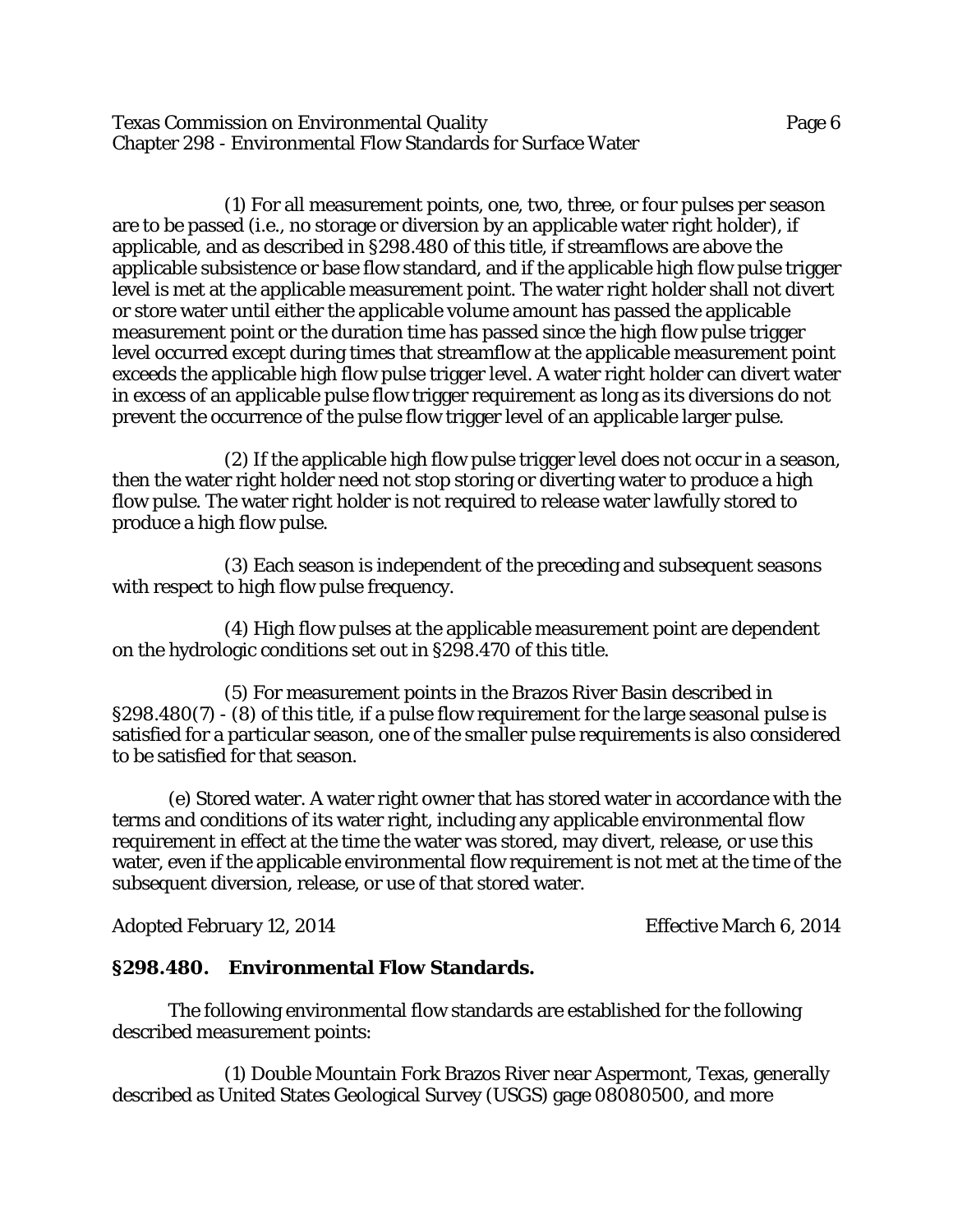(1) For all measurement points, one, two, three, or four pulses per season are to be passed (i.e., no storage or diversion by an applicable water right holder), if applicable, and as described in §298.480 of this title, if streamflows are above the applicable subsistence or base flow standard, and if the applicable high flow pulse trigger level is met at the applicable measurement point. The water right holder shall not divert or store water until either the applicable volume amount has passed the applicable measurement point or the duration time has passed since the high flow pulse trigger level occurred except during times that streamflow at the applicable measurement point exceeds the applicable high flow pulse trigger level. A water right holder can divert water in excess of an applicable pulse flow trigger requirement as long as its diversions do not prevent the occurrence of the pulse flow trigger level of an applicable larger pulse.

(2) If the applicable high flow pulse trigger level does not occur in a season, then the water right holder need not stop storing or diverting water to produce a high flow pulse. The water right holder is not required to release water lawfully stored to produce a high flow pulse.

(3) Each season is independent of the preceding and subsequent seasons with respect to high flow pulse frequency.

(4) High flow pulses at the applicable measurement point are dependent on the hydrologic conditions set out in §298.470 of this title.

(5) For measurement points in the Brazos River Basin described in §298.480(7) - (8) of this title, if a pulse flow requirement for the large seasonal pulse is satisfied for a particular season, one of the smaller pulse requirements is also considered to be satisfied for that season.

(e) Stored water. A water right owner that has stored water in accordance with the terms and conditions of its water right, including any applicable environmental flow requirement in effect at the time the water was stored, may divert, release, or use this water, even if the applicable environmental flow requirement is not met at the time of the subsequent diversion, release, or use of that stored water.

Adopted February 12, 2014 Effective March 6, 2014

## §298.480. Environmental Flow Standards.

The following environmental flow standards are established for the following described measurement points:

(1) Double Mountain Fork Brazos River near Aspermont, Texas, generally described as United States Geological Survey (USGS) gage 08080500, and more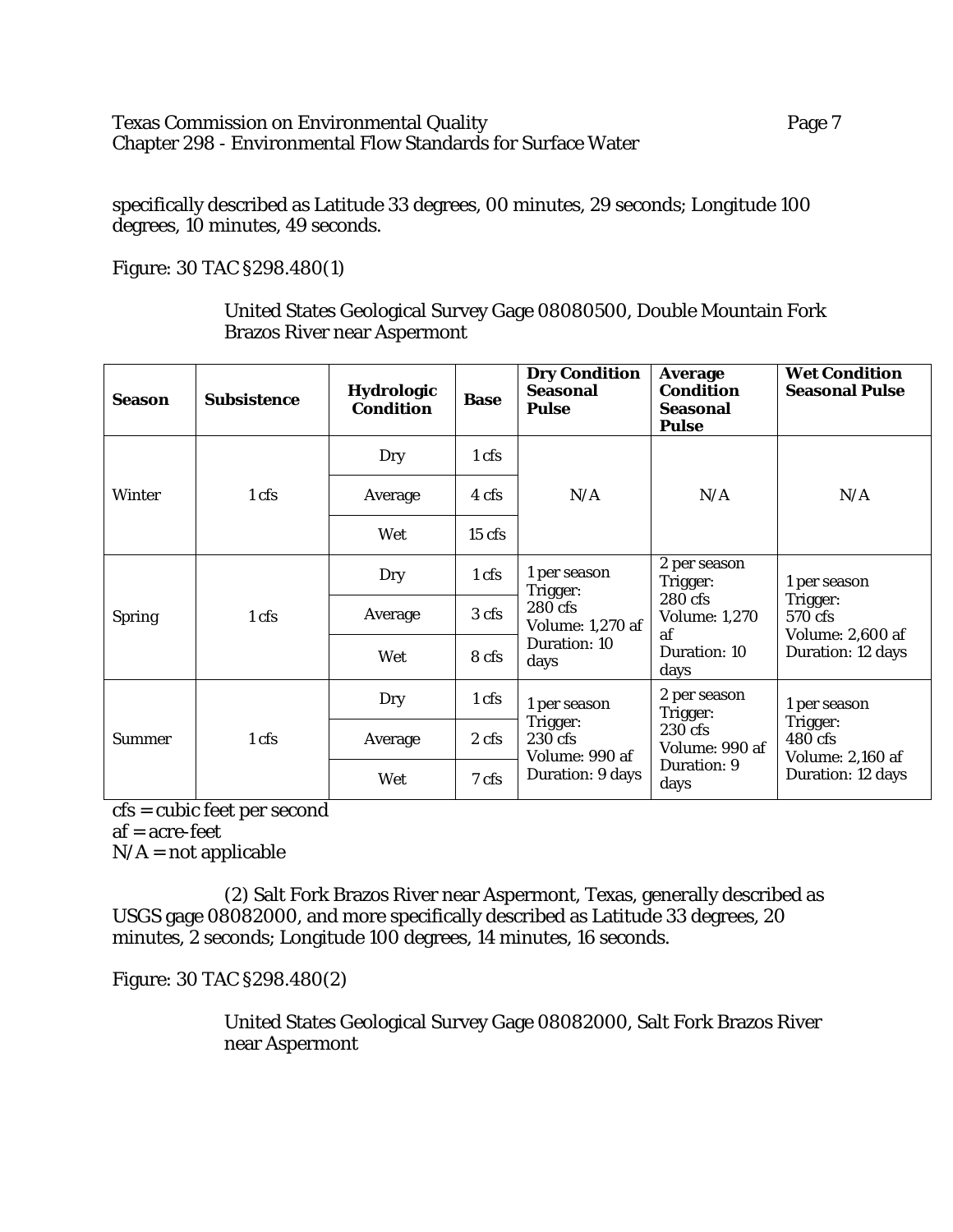specifically described as Latitude 33 degrees, 00 minutes, 29 seconds; Longitude 100 degrees, 10 minutes, 49 seconds.

Figure: 30 TAC §298.480(1)

United States Geological Survey Gage 08080500, Double Mountain Fork Brazos River near Aspermont

| **Season** | **Subsistence** | **Hydrologic Condition** | **Base** | **Dry Condition Seasonal Pulse** | **Average Condition Seasonal Pulse** | **Wet Condition Seasonal Pulse** |
|---|---|---|---|---|---|---|
| Winter | 1 cfs | Dry | 1 cfs | N/A | N/A | N/A |
| | | Average | 4 cfs | | | |
| | | Wet | 15 cfs | | | |
| Spring | 1 cfs | Dry | 1 cfs | 1 per season Trigger: 280 cfs Volume: 1,270 af Duration: 10 days | 2 per season Trigger: 280 cfs Volume: 1,270 af Duration: 10 days | 1 per season Trigger: 570 cfs Volume: 2,600 af Duration: 12 days |
| | | Average | 3 cfs | | | |
| | | Wet | 8 cfs | | | |
| Summer | 1 cfs | Dry | 1 cfs | 1 per season Trigger: 230 cfs Volume: 990 af Duration: 9 days | 2 per season Trigger: 230 cfs Volume: 990 af Duration: 9 days | 1 per season Trigger: 480 cfs Volume: 2,160 af Duration: 12 days |
| | | Average | 2 cfs | | | |
| | | Wet | 7 cfs | | | |

cfs = cubic feet per second
af = acre-feet
N/A = not applicable

(2) Salt Fork Brazos River near Aspermont, Texas, generally described as USGS gage 08082000, and more specifically described as Latitude 33 degrees, 20 minutes, 2 seconds; Longitude 100 degrees, 14 minutes, 16 seconds.

Figure: 30 TAC §298.480(2)

United States Geological Survey Gage 08082000, Salt Fork Brazos River near Aspermont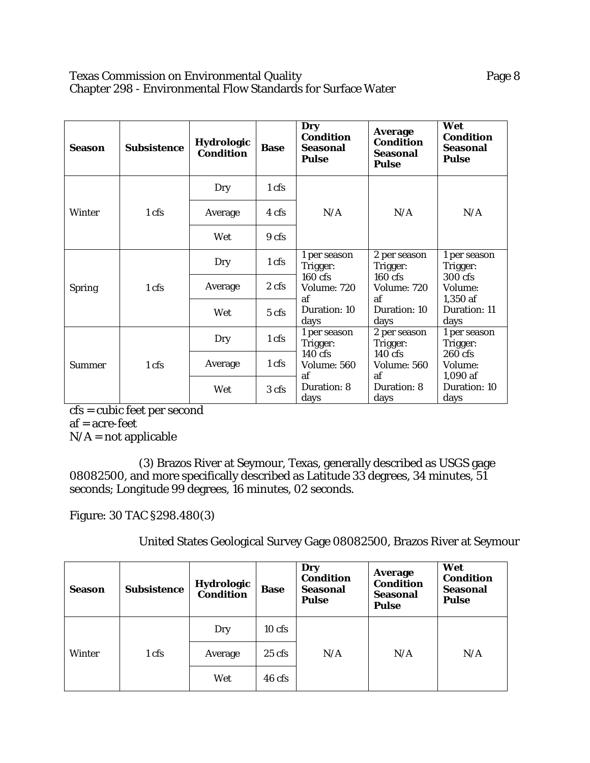| Season | Subsistence | Hydrologic Condition | Base | Dry Condition Seasonal Pulse | Average Condition Seasonal Pulse | Wet Condition Seasonal Pulse |
|---|---|---|---|---|---|---|
| Winter | 1 cfs | Dry | 1 cfs | N/A | N/A | N/A |
| | | Average | 4 cfs | | | |
| | | Wet | 9 cfs | | | |
| Spring | 1 cfs | Dry | 1 cfs | 1 per season Trigger: 160 cfs Volume: 720 af Duration: 10 days | 2 per season Trigger: 160 cfs Volume: 720 af Duration: 10 days | 1 per season Trigger: 300 cfs Volume: 1,350 af Duration: 11 days |
| | | Average | 2 cfs | | | |
| | | Wet | 5 cfs | | | |
| Summer | 1 cfs | Dry | 1 cfs | 1 per season Trigger: 140 cfs Volume: 560 af Duration: 8 days | 2 per season Trigger: 140 cfs Volume: 560 af Duration: 8 days | 1 per season Trigger: 260 cfs Volume: 1,090 af Duration: 10 days |
| | | Average | 1 cfs | | | |
| | | Wet | 3 cfs | | | |

cfs = cubic feet per second
af = acre-feet
N/A = not applicable

(3) Brazos River at Seymour, Texas, generally described as USGS gage 08082500, and more specifically described as Latitude 33 degrees, 34 minutes, 51 seconds; Longitude 99 degrees, 16 minutes, 02 seconds.

Figure: 30 TAC §298.480(3)

United States Geological Survey Gage 08082500, Brazos River at Seymour

| Season | Subsistence | Hydrologic Condition | Base | Dry Condition Seasonal Pulse | Average Condition Seasonal Pulse | Wet Condition Seasonal Pulse |
|---|---|---|---|---|---|---|
| Winter | 1 cfs | Dry | 10 cfs | N/A | N/A | N/A |
| | | Average | 25 cfs | | | |
| | | Wet | 46 cfs | | | |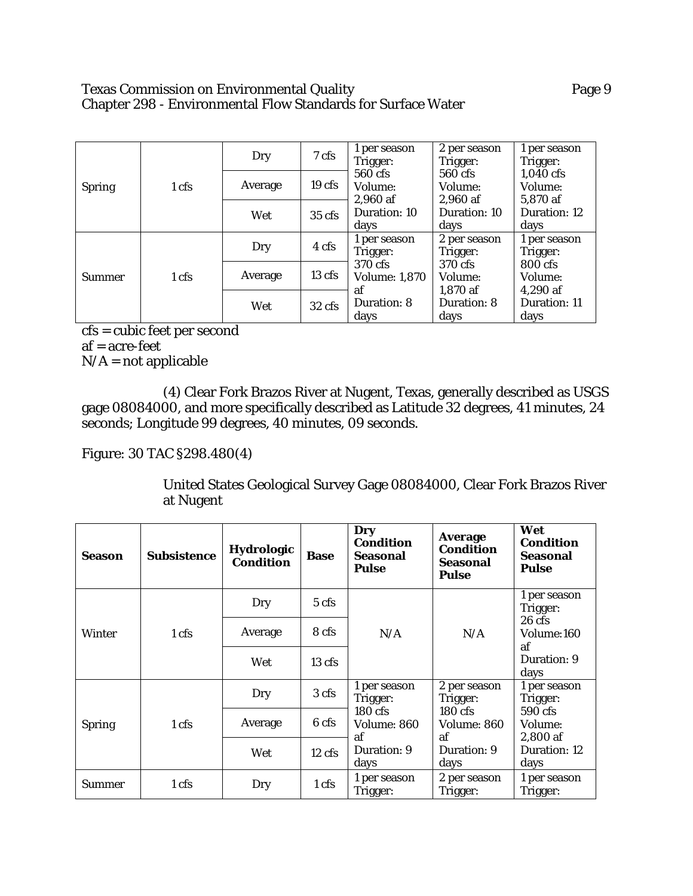| | | Dry | 7 cfs | 1 per season Trigger: 560 cfs Volume: 2,960 af Duration: 10 days | 2 per season Trigger: 560 cfs Volume: 2,960 af Duration: 10 days | 1 per season Trigger: 1,040 cfs Volume: 5,870 af Duration: 12 days |
|---|---|---|---|---|---|---|
| Spring | 1 cfs | Average | 19 cfs | | | |
| | | Wet | 35 cfs | | | |
| | | Dry | 4 cfs | 1 per season Trigger: 370 cfs Volume: 1,870 af Duration: 8 days | 2 per season Trigger: 370 cfs Volume: 1,870 af Duration: 8 days | 1 per season Trigger: 800 cfs Volume: 4,290 af Duration: 11 days |
| Summer | 1 cfs | Average | 13 cfs | | | |
| | | Wet | 32 cfs | | | |

cfs = cubic feet per second
af = acre-feet
N/A = not applicable

(4) Clear Fork Brazos River at Nugent, Texas, generally described as USGS gage 08084000, and more specifically described as Latitude 32 degrees, 41 minutes, 24 seconds; Longitude 99 degrees, 40 minutes, 09 seconds.

Figure: 30 TAC §298.480(4)

United States Geological Survey Gage 08084000, Clear Fork Brazos River at Nugent

| **Season** | **Subsistence** | **Hydrologic Condition** | **Base** | **Dry Condition Seasonal Pulse** | **Average Condition Seasonal Pulse** | **Wet Condition Seasonal Pulse** |
|---|---|---|---|---|---|---|
| | | Dry | 5 cfs | | | 1 per season Trigger: 26 cfs Volume: 160 af Duration: 9 days |
| Winter | 1 cfs | Average | 8 cfs | N/A | N/A | |
| | | Wet | 13 cfs | | | |
| | | Dry | 3 cfs | 1 per season Trigger: 180 cfs Volume: 860 af Duration: 9 days | 2 per season Trigger: 180 cfs Volume: 860 af Duration: 9 days | 1 per season Trigger: 590 cfs Volume: 2,800 af Duration: 12 days |
| Spring | 1 cfs | Average | 6 cfs | | | |
| | | Wet | 12 cfs | | | |
| Summer | 1 cfs | Dry | 1 cfs | 1 per season Trigger: | 2 per season Trigger: | 1 per season Trigger: |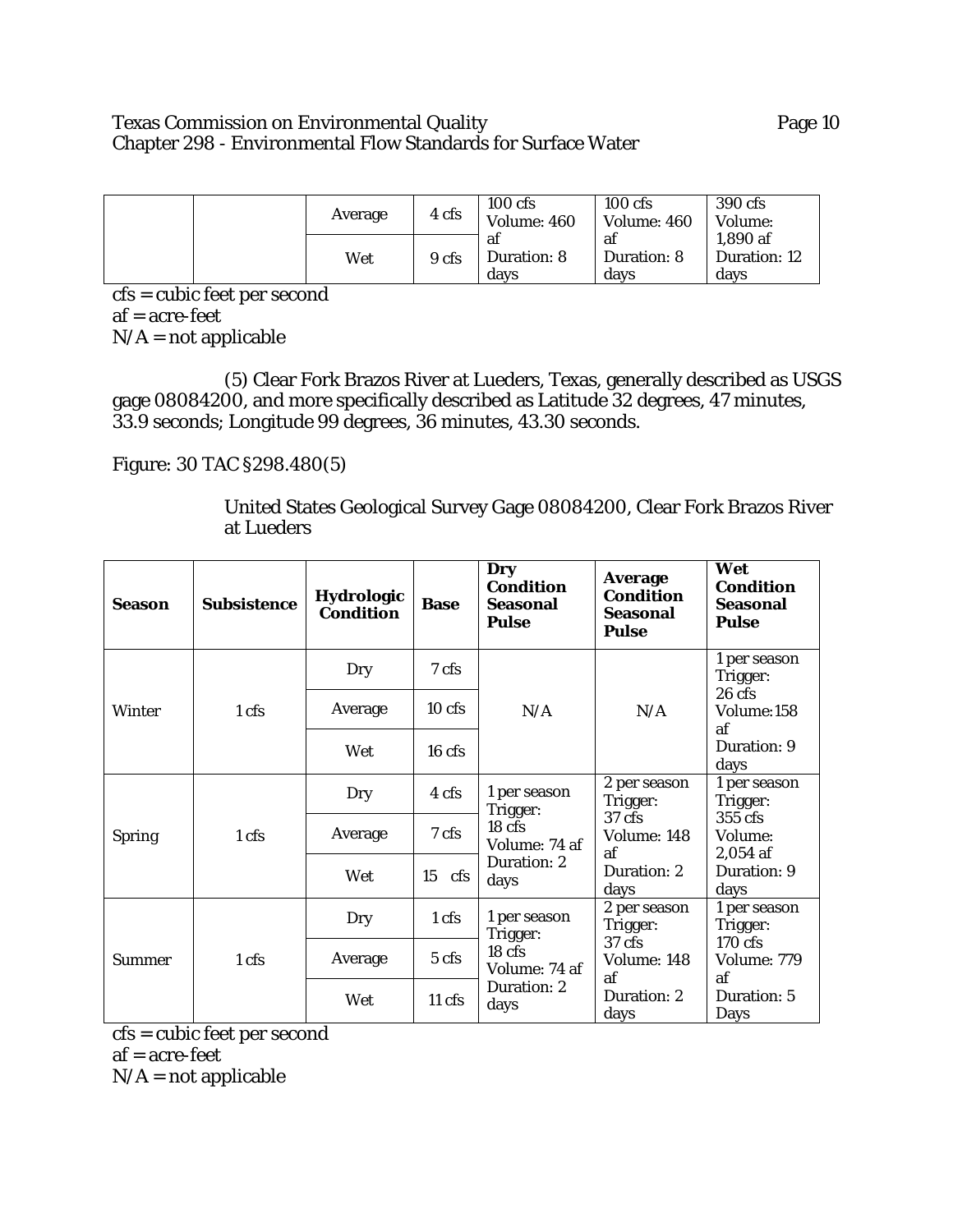| | | Average | 4 cfs | 100 cfs Volume: 460 af Duration: 8 days | 100 cfs Volume: 460 af Duration: 8 days | 390 cfs Volume: 1,890 af Duration: 12 days |
|---|---|---|---|---|---|---|
| | | Wet | 9 cfs | | | |

cfs = cubic feet per second
af = acre-feet
N/A = not applicable

(5) Clear Fork Brazos River at Lueders, Texas, generally described as USGS gage 08084200, and more specifically described as Latitude 32 degrees, 47 minutes, 33.9 seconds; Longitude 99 degrees, 36 minutes, 43.30 seconds.

Figure: 30 TAC §298.480(5)

United States Geological Survey Gage 08084200, Clear Fork Brazos River at Lueders

| **Season** | **Subsistence** | **Hydrologic Condition** | **Base** | **Dry Condition Seasonal Pulse** | **Average Condition Seasonal Pulse** | **Wet Condition Seasonal Pulse** |
|---|---|---|---|---|---|---|
| Winter | 1 cfs | Dry | 7 cfs | N/A | N/A | 1 per season Trigger: 26 cfs Volume:158 af Duration: 9 days |
| | | Average | 10 cfs | | | |
| | | Wet | 16 cfs | | | |
| Spring | 1 cfs | Dry | 4 cfs | 1 per season Trigger: 18 cfs Volume: 74 af Duration: 2 days | 2 per season Trigger: 37 cfs Volume: 148 af Duration: 2 days | 1 per season Trigger: 355 cfs Volume: 2,054 af Duration: 9 days |
| | | Average | 7 cfs | | | |
| | | Wet | 15 cfs | | | |
| Summer | 1 cfs | Dry | 1 cfs | 1 per season Trigger: 18 cfs Volume: 74 af Duration: 2 days | 2 per season Trigger: 37 cfs Volume: 148 af Duration: 2 days | 1 per season Trigger: 170 cfs Volume: 779 af Duration: 5 Days |
| | | Average | 5 cfs | | | |
| | | Wet | 11 cfs | | | |

cfs = cubic feet per second
af = acre-feet
N/A = not applicable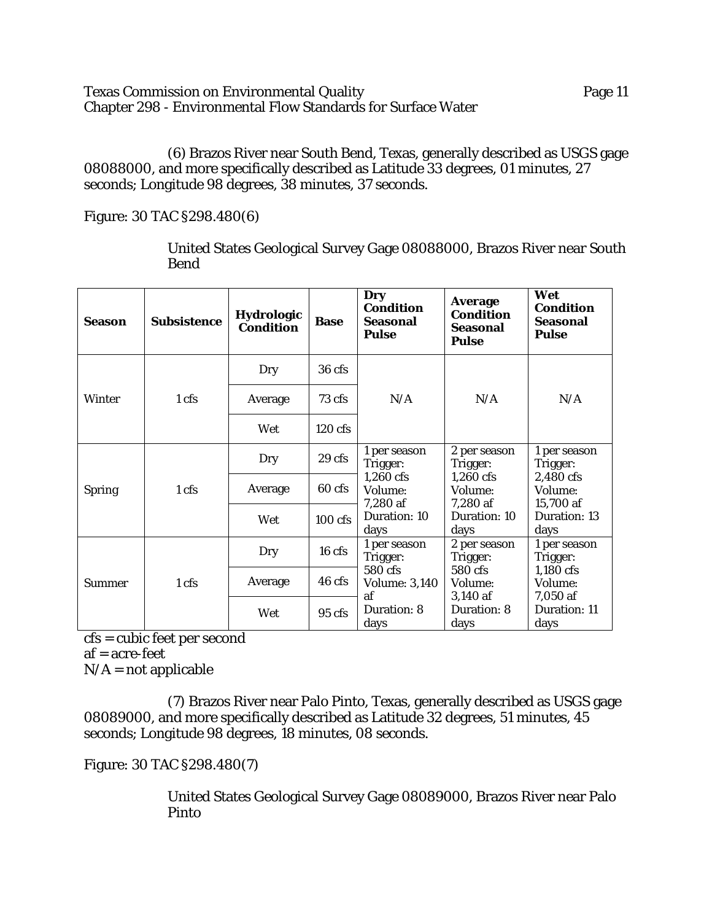(6) Brazos River near South Bend, Texas, generally described as USGS gage 08088000, and more specifically described as Latitude 33 degrees, 01 minutes, 27 seconds; Longitude 98 degrees, 38 minutes, 37 seconds.

Figure: 30 TAC §298.480(6)

United States Geological Survey Gage 08088000, Brazos River near South Bend

| Season | Subsistence | Hydrologic Condition | Base | Dry Condition Seasonal Pulse | Average Condition Seasonal Pulse | Wet Condition Seasonal Pulse |
|---|---|---|---|---|---|---|
| Winter | 1 cfs | Dry | 36 cfs | N/A | N/A | N/A |
| | | Average | 73 cfs | | | |
| | | Wet | 120 cfs | | | |
| Spring | 1 cfs | Dry | 29 cfs | 1 per season Trigger: 1,260 cfs Volume: 7,280 af Duration: 10 days | 2 per season Trigger: 1,260 cfs Volume: 7,280 af Duration: 10 days | 1 per season Trigger: 2,480 cfs Volume: 15,700 af Duration: 13 days |
| | | Average | 60 cfs | | | |
| | | Wet | 100 cfs | | | |
| Summer | 1 cfs | Dry | 16 cfs | 1 per season Trigger: 580 cfs Volume: 3,140 af Duration: 8 days | 2 per season Trigger: 580 cfs Volume: 3,140 af Duration: 8 days | 1 per season Trigger: 1,180 cfs Volume: 7,050 af Duration: 11 days |
| | | Average | 46 cfs | | | |
| | | Wet | 95 cfs | | | |

cfs = cubic feet per second
af = acre-feet
N/A = not applicable

(7) Brazos River near Palo Pinto, Texas, generally described as USGS gage 08089000, and more specifically described as Latitude 32 degrees, 51 minutes, 45 seconds; Longitude 98 degrees, 18 minutes, 08 seconds.

Figure: 30 TAC §298.480(7)

United States Geological Survey Gage 08089000, Brazos River near Palo Pinto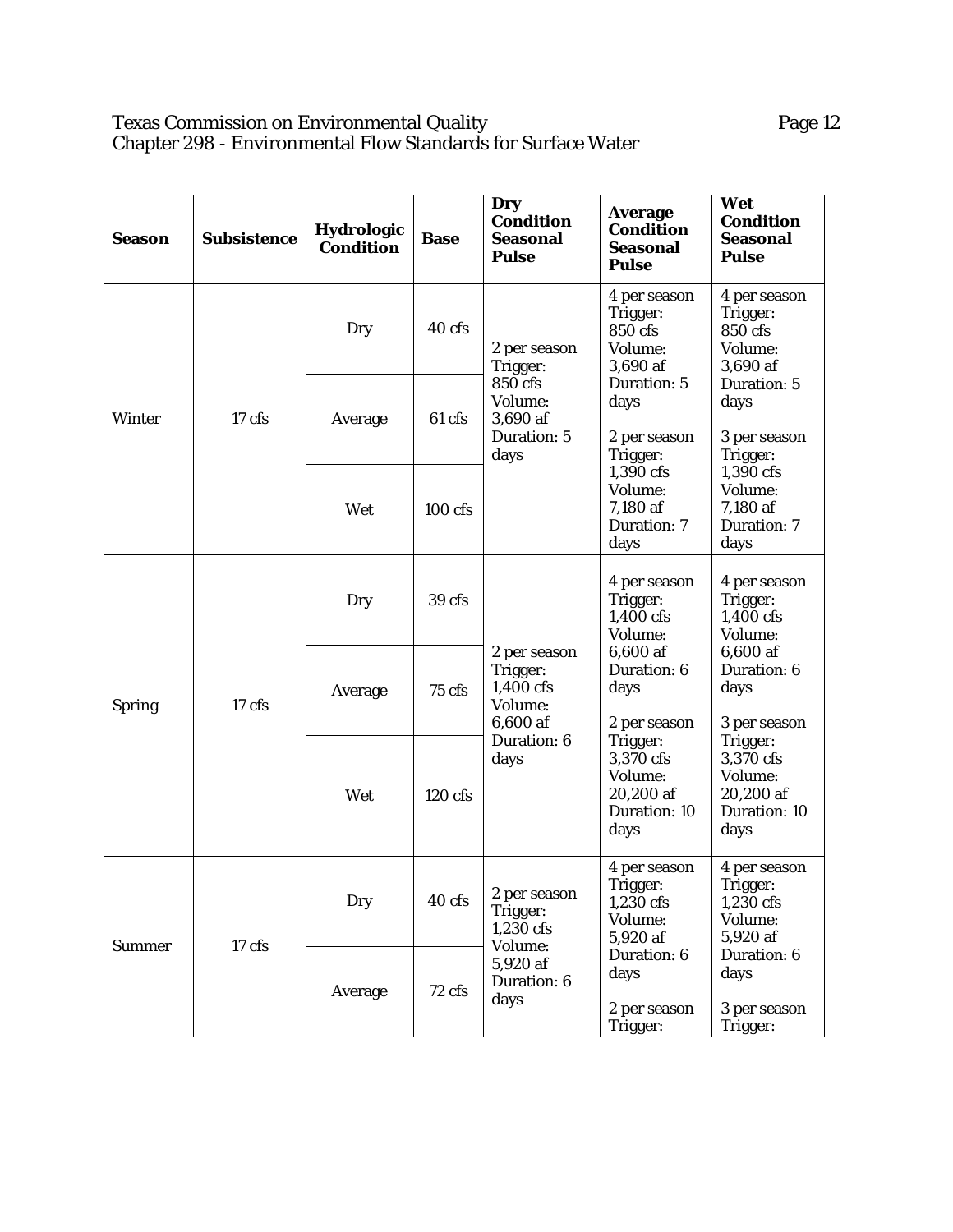| Season | Subsistence | Hydrologic Condition | Base | Dry Condition Seasonal Pulse | Average Condition Seasonal Pulse | Wet Condition Seasonal Pulse |
|---|---|---|---|---|---|---|
| Winter | 17 cfs | Dry | 40 cfs | 2 per season Trigger: 850 cfs Volume: 3,690 af Duration: 5 days | 4 per season Trigger: 850 cfs Volume: 3,690 af Duration: 5 days<br><br>2 per season Trigger: 1,390 cfs Volume: 7,180 af Duration: 7 days | 4 per season Trigger: 850 cfs Volume: 3,690 af Duration: 5 days<br><br>3 per season Trigger: 1,390 cfs Volume: 7,180 af Duration: 7 days |
| | | Average | 61 cfs | | | |
| | | Wet | 100 cfs | | | |
| Spring | 17 cfs | Dry | 39 cfs | 2 per season Trigger: 1,400 cfs Volume: 6,600 af Duration: 6 days | 4 per season Trigger: 1,400 cfs Volume: 6,600 af Duration: 6 days<br><br>2 per season Trigger: 3,370 cfs Volume: 20,200 af Duration: 10 days | 4 per season Trigger: 1,400 cfs Volume: 6,600 af Duration: 6 days<br><br>3 per season Trigger: 3,370 cfs Volume: 20,200 af Duration: 10 days |
| | | Average | 75 cfs | | | |
| | | Wet | 120 cfs | | | |
| Summer | 17 cfs | Dry | 40 cfs | 2 per season Trigger: 1,230 cfs Volume: 5,920 af Duration: 6 days | 4 per season Trigger: 1,230 cfs Volume: 5,920 af Duration: 6 days<br><br>2 per season Trigger: | 4 per season Trigger: 1,230 cfs Volume: 5,920 af Duration: 6 days<br><br>3 per season Trigger: |
| | | Average | 72 cfs | | | |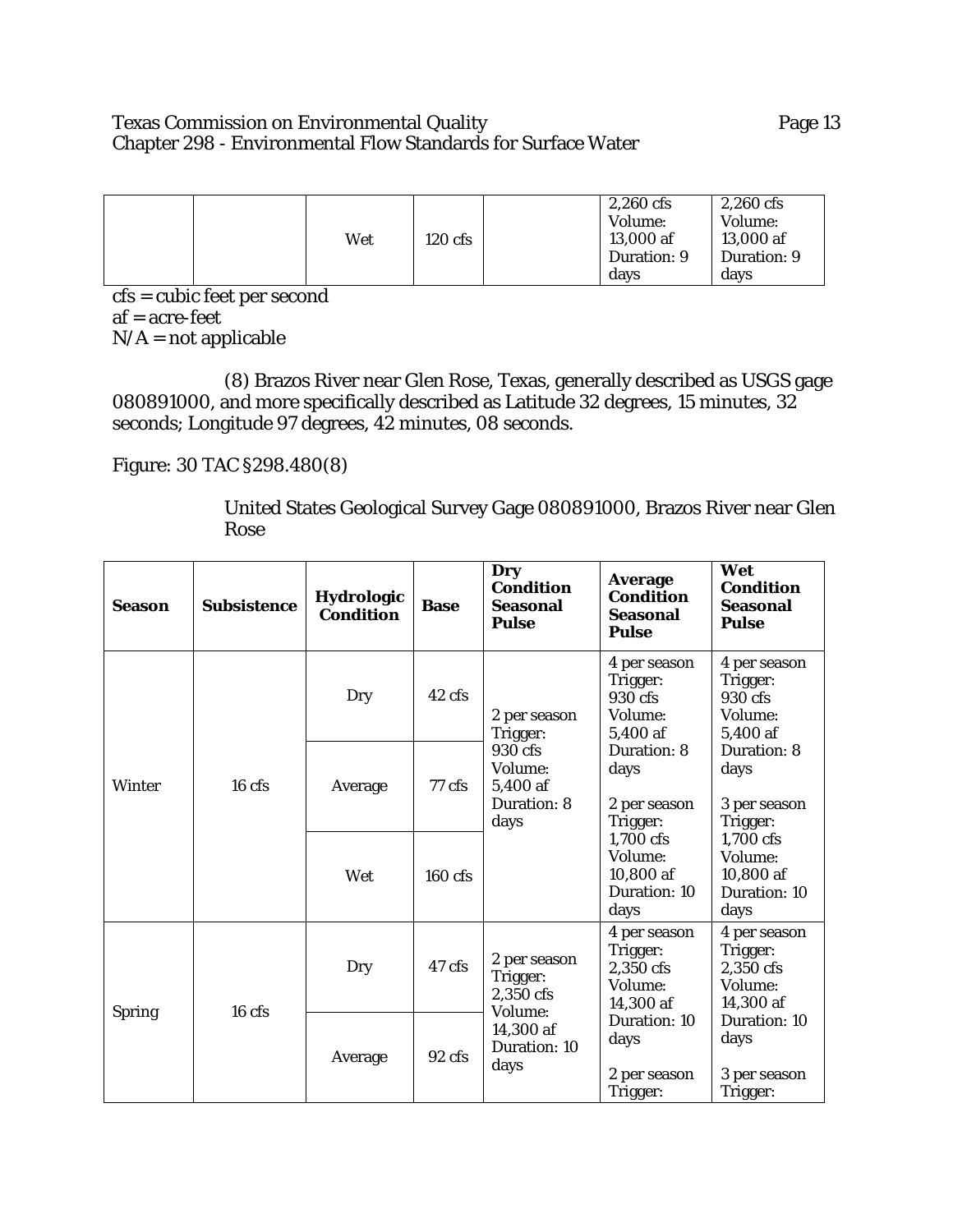| | | Wet | 120 cfs | | 2,260 cfs Volume: 13,000 af Duration: 9 days | 2,260 cfs Volume: 13,000 af Duration: 9 days |
|---|---|---|---|---|---|---|

cfs = cubic feet per second
af = acre-feet
N/A = not applicable

(8) Brazos River near Glen Rose, Texas, generally described as USGS gage 080891000, and more specifically described as Latitude 32 degrees, 15 minutes, 32 seconds; Longitude 97 degrees, 42 minutes, 08 seconds.

Figure: 30 TAC §298.480(8)

United States Geological Survey Gage 080891000, Brazos River near Glen Rose

| **Season** | **Subsistence** | **Hydrologic Condition** | **Base** | **Dry Condition Seasonal Pulse** | **Average Condition Seasonal Pulse** | **Wet Condition Seasonal Pulse** |
|---|---|---|---|---|---|---|
| Winter | 16 cfs | Dry | 42 cfs | 2 per season Trigger: 930 cfs Volume: 5,400 af Duration: 8 days | 4 per season Trigger: 930 cfs Volume: 5,400 af Duration: 8 days<br><br>2 per season Trigger: 1,700 cfs Volume: 10,800 af Duration: 10 days | 4 per season Trigger: 930 cfs Volume: 5,400 af Duration: 8 days<br><br>3 per season Trigger: 1,700 cfs Volume: 10,800 af Duration: 10 days |
| | | Average | 77 cfs | | | |
| | | Wet | 160 cfs | | | |
| Spring | 16 cfs | Dry | 47 cfs | 2 per season Trigger: 2,350 cfs Volume: 14,300 af Duration: 10 days | 4 per season Trigger: 2,350 cfs Volume: 14,300 af Duration: 10 days<br><br>2 per season Trigger: | 4 per season Trigger: 2,350 cfs Volume: 14,300 af Duration: 10 days<br><br>3 per season Trigger: |
| | | Average | 92 cfs | | | |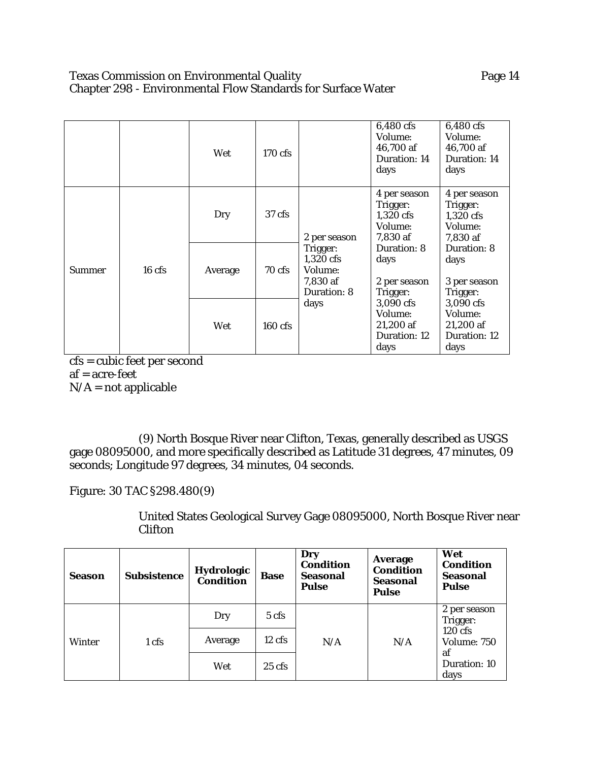| | | Wet | 170 cfs | | 6,480 cfs Volume: 46,700 af Duration: 14 days | 6,480 cfs Volume: 46,700 af Duration: 14 days |
|---|---|---|---|---|---|---|
| Summer | 16 cfs | Dry | 37 cfs | 2 per season Trigger: 1,320 cfs Volume: 7,830 af Duration: 8 days | 4 per season Trigger: 1,320 cfs Volume: 7,830 af Duration: 8 days<br><br>2 per season Trigger: 3,090 cfs Volume: 21,200 af Duration: 12 days | 4 per season Trigger: 1,320 cfs Volume: 7,830 af Duration: 8 days<br><br>3 per season Trigger: 3,090 cfs Volume: 21,200 af Duration: 12 days |
| | | Average | 70 cfs | | | |
| | | Wet | 160 cfs | | | |

cfs = cubic feet per second
af = acre-feet
N/A = not applicable

(9) North Bosque River near Clifton, Texas, generally described as USGS gage 08095000, and more specifically described as Latitude 31 degrees, 47 minutes, 09 seconds; Longitude 97 degrees, 34 minutes, 04 seconds.

Figure: 30 TAC §298.480(9)

United States Geological Survey Gage 08095000, North Bosque River near Clifton

| Season | Subsistence | Hydrologic Condition | Base | Dry Condition Seasonal Pulse | Average Condition Seasonal Pulse | Wet Condition Seasonal Pulse |
|---|---|---|---|---|---|---|
| Winter | 1 cfs | Dry | 5 cfs | N/A | N/A | 2 per season Trigger: 120 cfs Volume: 750 af Duration: 10 days |
| | | Average | 12 cfs | | | |
| | | Wet | 25 cfs | | | |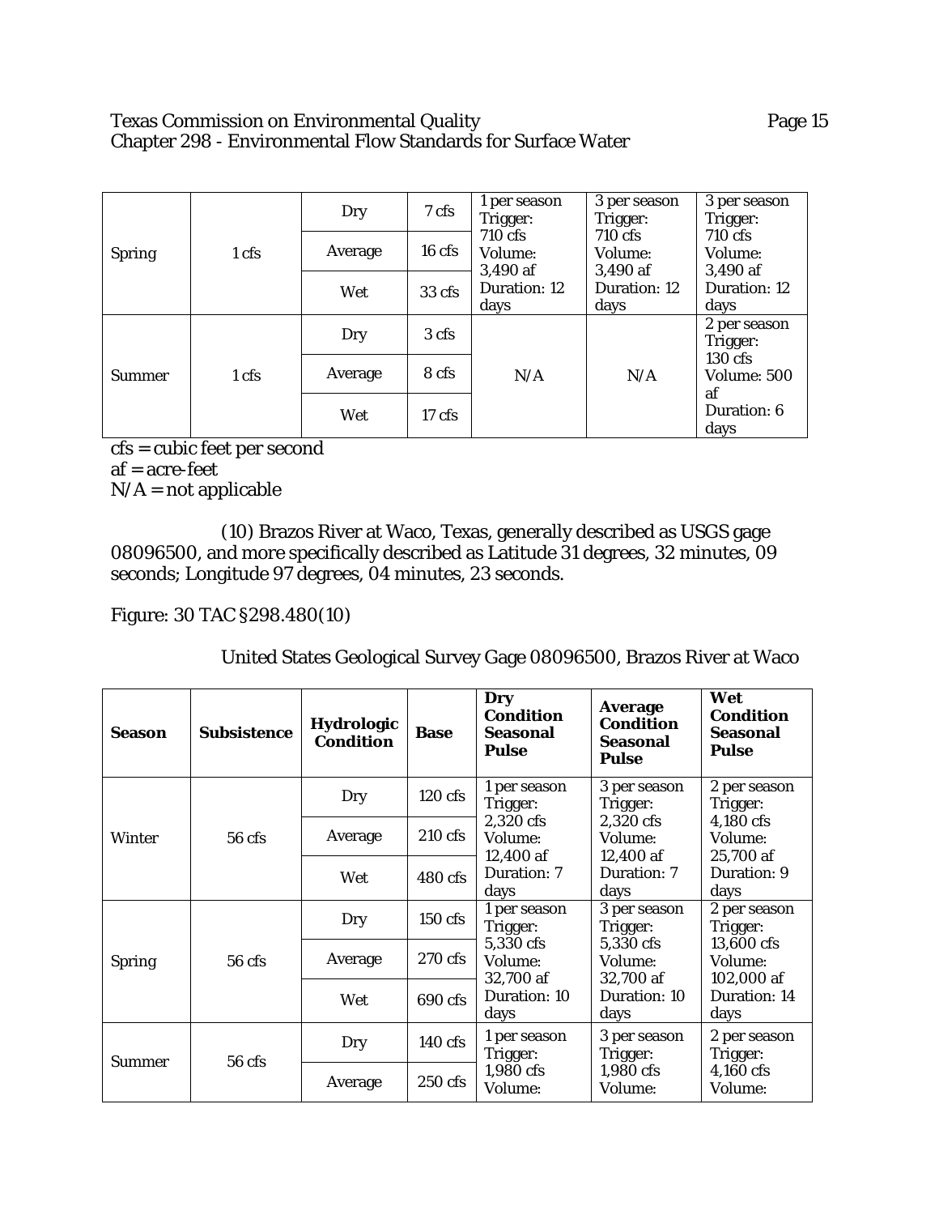| | | | | | | |
|---|---|---|---|---|---|---|
| Spring | 1 cfs | Dry | 7 cfs | 1 per season Trigger: 710 cfs Volume: 3,490 af Duration: 12 days | 3 per season Trigger: 710 cfs Volume: 3,490 af Duration: 12 days | 3 per season Trigger: 710 cfs Volume: 3,490 af Duration: 12 days |
| | | Average | 16 cfs | | | |
| | | Wet | 33 cfs | | | |
| Summer | 1 cfs | Dry | 3 cfs | N/A | N/A | 2 per season Trigger: 130 cfs Volume: 500 af Duration: 6 days |
| | | Average | 8 cfs | | | |
| | | Wet | 17 cfs | | | |

cfs = cubic feet per second
af = acre-feet
N/A = not applicable

(10) Brazos River at Waco, Texas, generally described as USGS gage 08096500, and more specifically described as Latitude 31 degrees, 32 minutes, 09 seconds; Longitude 97 degrees, 04 minutes, 23 seconds.

Figure: 30 TAC §298.480(10)

United States Geological Survey Gage 08096500, Brazos River at Waco

| Season | Subsistence | Hydrologic Condition | Base | Dry Condition Seasonal Pulse | Average Condition Seasonal Pulse | Wet Condition Seasonal Pulse |
|---|---|---|---|---|---|---|
| Winter | 56 cfs | Dry | 120 cfs | 1 per season Trigger: 2,320 cfs Volume: 12,400 af Duration: 7 days | 3 per season Trigger: 2,320 cfs Volume: 12,400 af Duration: 7 days | 2 per season Trigger: 4,180 cfs Volume: 25,700 af Duration: 9 days |
| | | Average | 210 cfs | | | |
| | | Wet | 480 cfs | | | |
| Spring | 56 cfs | Dry | 150 cfs | 1 per season Trigger: 5,330 cfs Volume: 32,700 af Duration: 10 days | 3 per season Trigger: 5,330 cfs Volume: 32,700 af Duration: 10 days | 2 per season Trigger: 13,600 cfs Volume: 102,000 af Duration: 14 days |
| | | Average | 270 cfs | | | |
| | | Wet | 690 cfs | | | |
| Summer | 56 cfs | Dry | 140 cfs | 1 per season Trigger: 1,980 cfs Volume: | 3 per season Trigger: 1,980 cfs Volume: | 2 per season Trigger: 4,160 cfs Volume: |
| | | Average | 250 cfs | | | |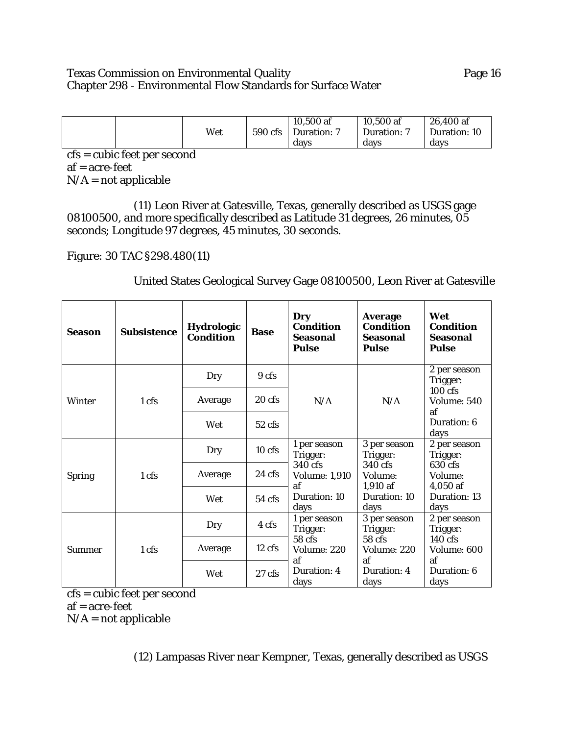| | | Wet | 590 cfs | 10,500 af Duration: 7 days | 10,500 af Duration: 7 days | 26,400 af Duration: 10 days |
|---|---|---|---|---|---|---|

cfs = cubic feet per second
af = acre-feet
N/A = not applicable

(11) Leon River at Gatesville, Texas, generally described as USGS gage 08100500, and more specifically described as Latitude 31 degrees, 26 minutes, 05 seconds; Longitude 97 degrees, 45 minutes, 30 seconds.

Figure: 30 TAC §298.480(11)

United States Geological Survey Gage 08100500, Leon River at Gatesville

| **Season** | **Subsistence** | **Hydrologic Condition** | **Base** | **Dry Condition Seasonal Pulse** | **Average Condition Seasonal Pulse** | **Wet Condition Seasonal Pulse** |
|---|---|---|---|---|---|---|
| Winter | 1 cfs | Dry | 9 cfs | N/A | N/A | 2 per season Trigger: 100 cfs Volume: 540 af Duration: 6 days |
| | | Average | 20 cfs | | | |
| | | Wet | 52 cfs | | | |
| Spring | 1 cfs | Dry | 10 cfs | 1 per season Trigger: 340 cfs Volume: 1,910 af Duration: 10 days | 3 per season Trigger: 340 cfs Volume: 1,910 af Duration: 10 days | 2 per season Trigger: 630 cfs Volume: 4,050 af Duration: 13 days |
| | | Average | 24 cfs | | | |
| | | Wet | 54 cfs | | | |
| Summer | 1 cfs | Dry | 4 cfs | 1 per season Trigger: 58 cfs Volume: 220 af Duration: 4 days | 3 per season Trigger: 58 cfs Volume: 220 af Duration: 4 days | 2 per season Trigger: 140 cfs Volume: 600 af Duration: 6 days |
| | | Average | 12 cfs | | | |
| | | Wet | 27 cfs | | | |

cfs = cubic feet per second
af = acre-feet
N/A = not applicable

(12) Lampasas River near Kempner, Texas, generally described as USGS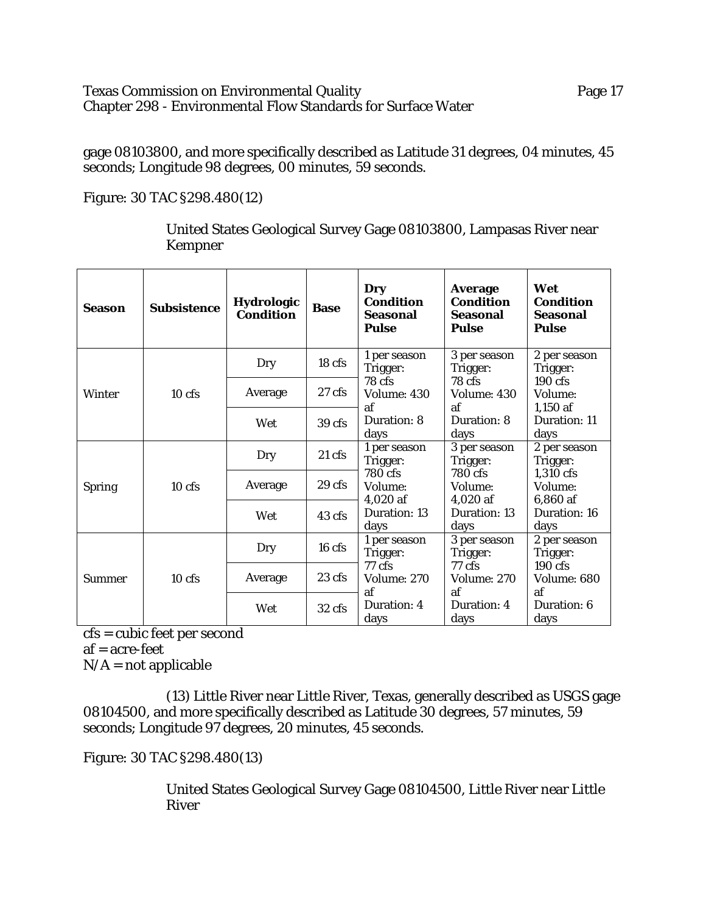gage 08103800, and more specifically described as Latitude 31 degrees, 04 minutes, 45 seconds; Longitude 98 degrees, 00 minutes, 59 seconds.

Figure: 30 TAC §298.480(12)

United States Geological Survey Gage 08103800, Lampasas River near Kempner

| Season | Subsistence | Hydrologic Condition | Base | Dry Condition Seasonal Pulse | Average Condition Seasonal Pulse | Wet Condition Seasonal Pulse |
|---|---|---|---|---|---|---|
| Winter | 10 cfs | Dry | 18 cfs | 1 per season Trigger: 78 cfs Volume: 430 af Duration: 8 days | 3 per season Trigger: 78 cfs Volume: 430 af Duration: 8 days | 2 per season Trigger: 190 cfs Volume: 1,150 af Duration: 11 days |
| | | Average | 27 cfs | | | |
| | | Wet | 39 cfs | | | |
| Spring | 10 cfs | Dry | 21 cfs | 1 per season Trigger: 780 cfs Volume: 4,020 af Duration: 13 days | 3 per season Trigger: 780 cfs Volume: 4,020 af Duration: 13 days | 2 per season Trigger: 1,310 cfs Volume: 6,860 af Duration: 16 days |
| | | Average | 29 cfs | | | |
| | | Wet | 43 cfs | | | |
| Summer | 10 cfs | Dry | 16 cfs | 1 per season Trigger: 77 cfs Volume: 270 af Duration: 4 days | 3 per season Trigger: 77 cfs Volume: 270 af Duration: 4 days | 2 per season Trigger: 190 cfs Volume: 680 af Duration: 6 days |
| | | Average | 23 cfs | | | |
| | | Wet | 32 cfs | | | |

cfs = cubic feet per second
af = acre-feet
N/A = not applicable

(13) Little River near Little River, Texas, generally described as USGS gage 08104500, and more specifically described as Latitude 30 degrees, 57 minutes, 59 seconds; Longitude 97 degrees, 20 minutes, 45 seconds.

Figure: 30 TAC §298.480(13)

United States Geological Survey Gage 08104500, Little River near Little River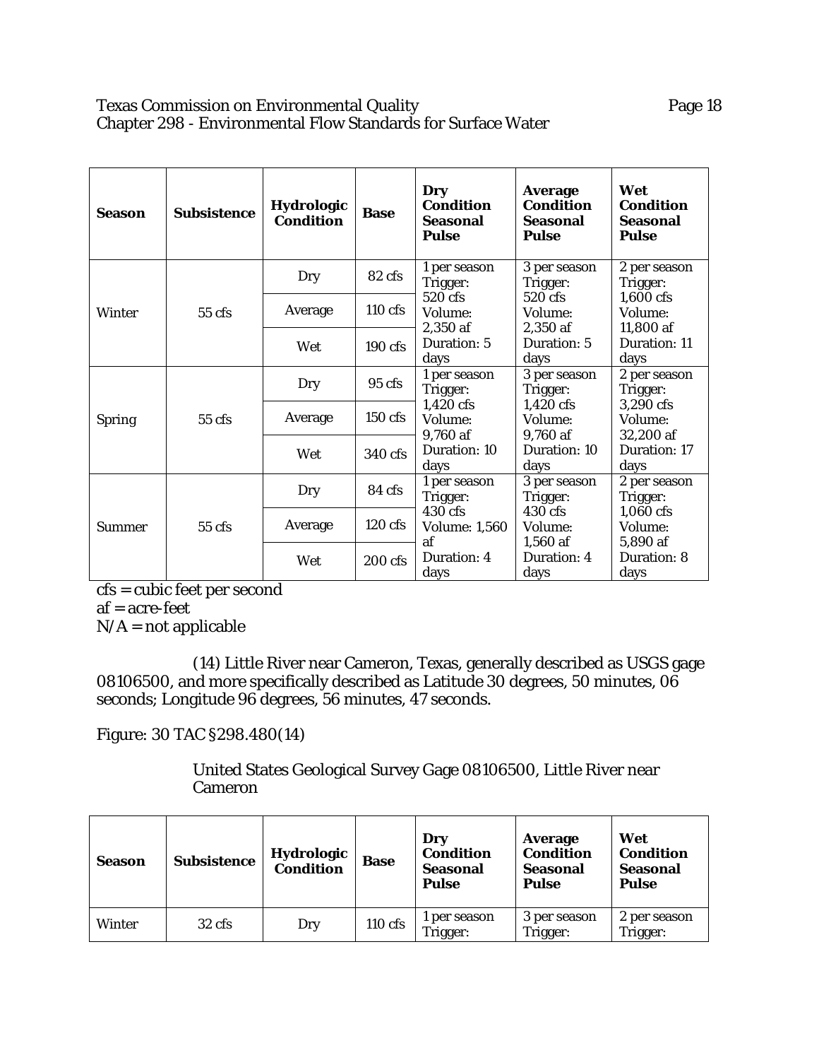| Season | Subsistence | Hydrologic Condition | Base | Dry Condition Seasonal Pulse | Average Condition Seasonal Pulse | Wet Condition Seasonal Pulse |
|---|---|---|---|---|---|---|
| Winter | 55 cfs | Dry | 82 cfs | 1 per season Trigger: 520 cfs Volume: 2,350 af Duration: 5 days | 3 per season Trigger: 520 cfs Volume: 2,350 af Duration: 5 days | 2 per season Trigger: 1,600 cfs Volume: 11,800 af Duration: 11 days |
| | | Average | 110 cfs | | | |
| | | Wet | 190 cfs | | | |
| Spring | 55 cfs | Dry | 95 cfs | 1 per season Trigger: 1,420 cfs Volume: 9,760 af Duration: 10 days | 3 per season Trigger: 1,420 cfs Volume: 9,760 af Duration: 10 days | 2 per season Trigger: 3,290 cfs Volume: 32,200 af Duration: 17 days |
| | | Average | 150 cfs | | | |
| | | Wet | 340 cfs | | | |
| Summer | 55 cfs | Dry | 84 cfs | 1 per season Trigger: 430 cfs Volume: 1,560 af Duration: 4 days | 3 per season Trigger: 430 cfs Volume: 1,560 af Duration: 4 days | 2 per season Trigger: 1,060 cfs Volume: 5,890 af Duration: 8 days |
| | | Average | 120 cfs | | | |
| | | Wet | 200 cfs | | | |

cfs = cubic feet per second
af = acre-feet
N/A = not applicable

(14) Little River near Cameron, Texas, generally described as USGS gage 08106500, and more specifically described as Latitude 30 degrees, 50 minutes, 06 seconds; Longitude 96 degrees, 56 minutes, 47 seconds.

Figure: 30 TAC §298.480(14)

United States Geological Survey Gage 08106500, Little River near Cameron

| Season | Subsistence | Hydrologic Condition | Base | Dry Condition Seasonal Pulse | Average Condition Seasonal Pulse | Wet Condition Seasonal Pulse |
|---|---|---|---|---|---|---|
| Winter | 32 cfs | Dry | 110 cfs | 1 per season Trigger: | 3 per season Trigger: | 2 per season Trigger: |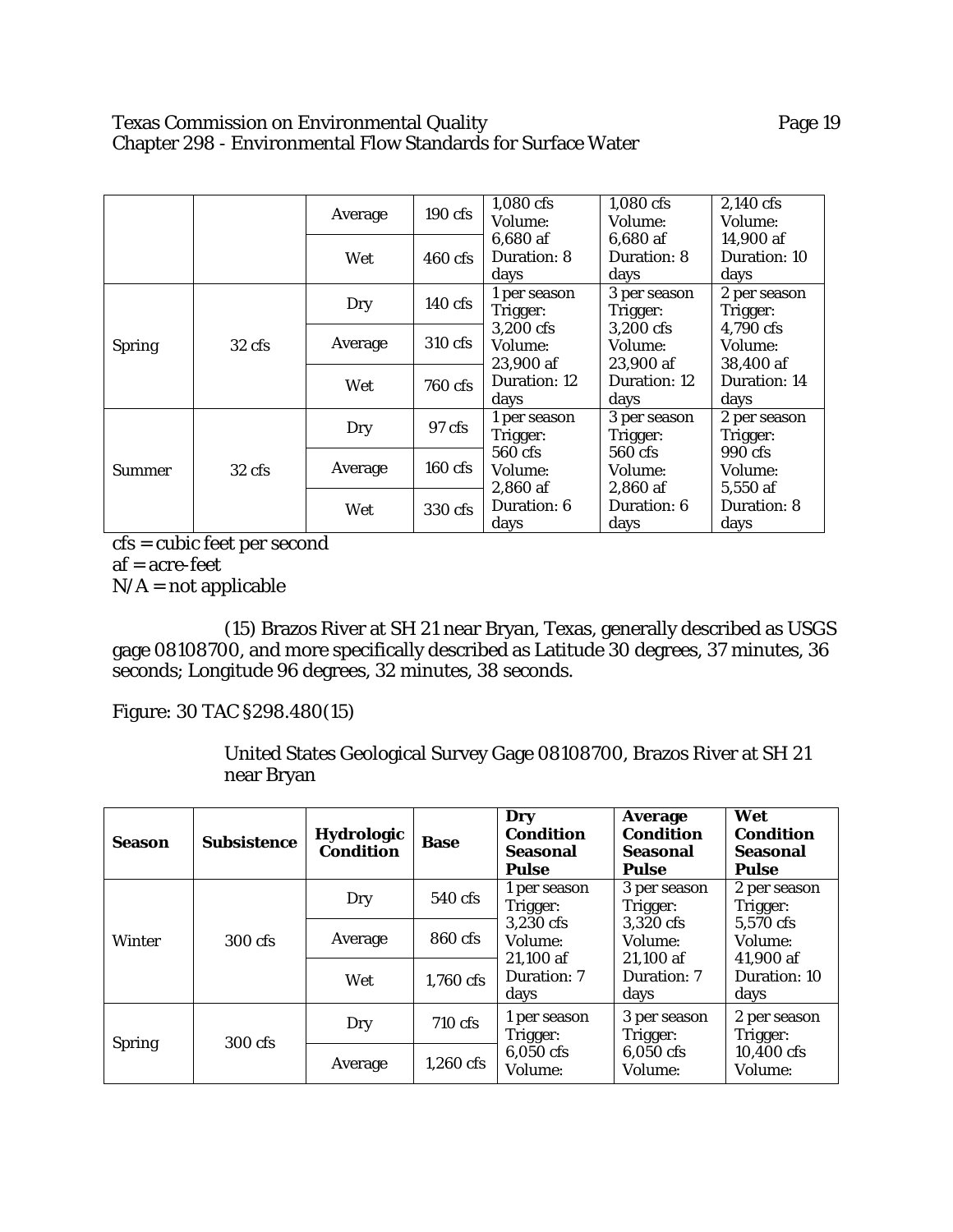| | | Average | 190 cfs | 1,080 cfs Volume: 6,680 af Duration: 8 days | 1,080 cfs Volume: 6,680 af Duration: 8 days | 2,140 cfs Volume: 14,900 af Duration: 10 days |
|---|---|---|---|---|---|---|
| | | Wet | 460 cfs | | | |
| Spring | 32 cfs | Dry | 140 cfs | 1 per season Trigger: 3,200 cfs Volume: 23,900 af Duration: 12 days | 3 per season Trigger: 3,200 cfs Volume: 23,900 af Duration: 12 days | 2 per season Trigger: 4,790 cfs Volume: 38,400 af Duration: 14 days |
| | | Average | 310 cfs | | | |
| | | Wet | 760 cfs | | | |
| Summer | 32 cfs | Dry | 97 cfs | 1 per season Trigger: 560 cfs Volume: 2,860 af Duration: 6 days | 3 per season Trigger: 560 cfs Volume: 2,860 af Duration: 6 days | 2 per season Trigger: 990 cfs Volume: 5,550 af Duration: 8 days |
| | | Average | 160 cfs | | | |
| | | Wet | 330 cfs | | | |

cfs = cubic feet per second
af = acre-feet
N/A = not applicable

(15) Brazos River at SH 21 near Bryan, Texas, generally described as USGS gage 08108700, and more specifically described as Latitude 30 degrees, 37 minutes, 36 seconds; Longitude 96 degrees, 32 minutes, 38 seconds.

Figure: 30 TAC §298.480(15)

United States Geological Survey Gage 08108700, Brazos River at SH 21 near Bryan

| **Season** | **Subsistence** | **Hydrologic Condition** | **Base** | **Dry Condition Seasonal Pulse** | **Average Condition Seasonal Pulse** | **Wet Condition Seasonal Pulse** |
|---|---|---|---|---|---|---|
| Winter | 300 cfs | Dry | 540 cfs | 1 per season Trigger: 3,230 cfs Volume: 21,100 af Duration: 7 days | 3 per season Trigger: 3,320 cfs Volume: 21,100 af Duration: 7 days | 2 per season Trigger: 5,570 cfs Volume: 41,900 af Duration: 10 days |
| | | Average | 860 cfs | | | |
| | | Wet | 1,760 cfs | | | |
| Spring | 300 cfs | Dry | 710 cfs | 1 per season Trigger: 6,050 cfs Volume: | 3 per season Trigger: 6,050 cfs Volume: | 2 per season Trigger: 10,400 cfs Volume: |
| | | Average | 1,260 cfs | | | |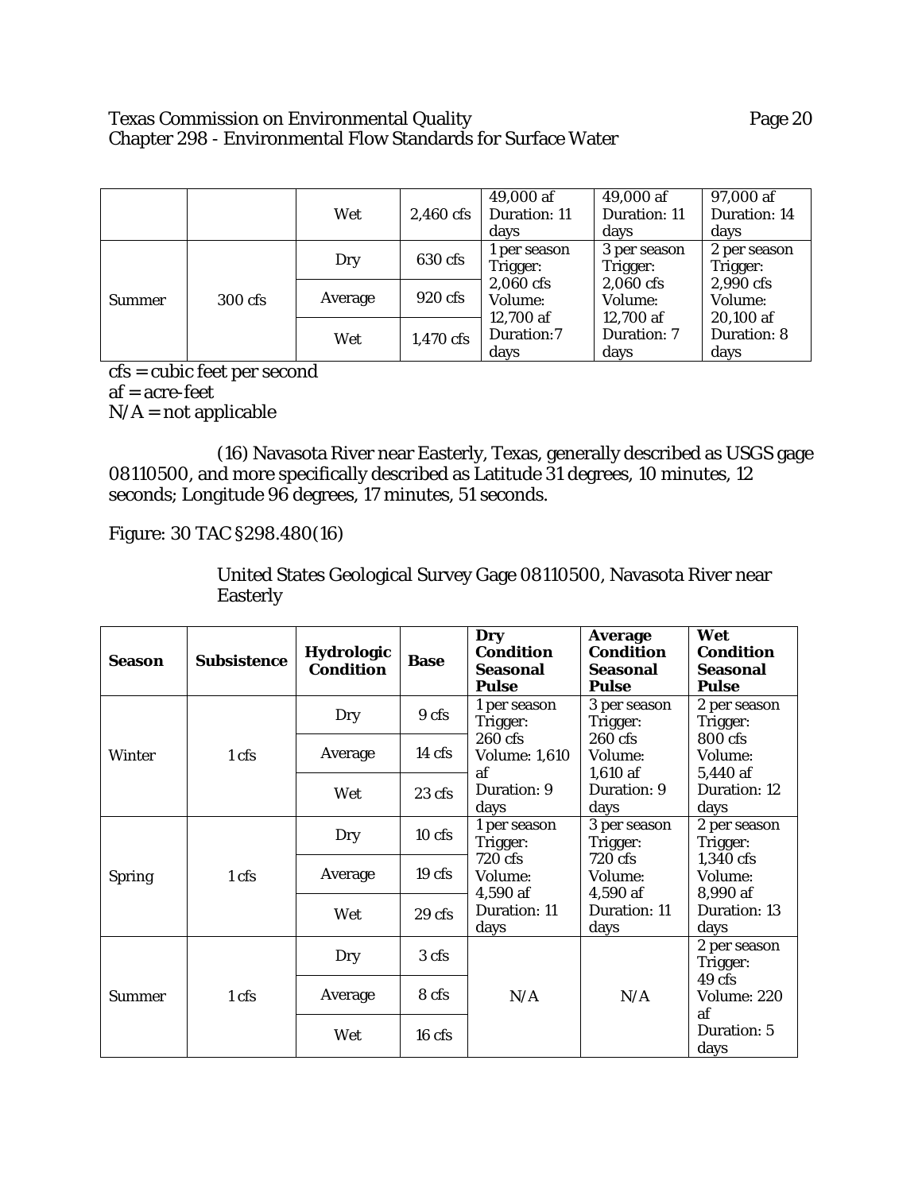| | | Wet | 2,460 cfs | 49,000 af Duration: 11 days | 49,000 af Duration: 11 days | 97,000 af Duration: 14 days |
|---|---|---|---|---|---|---|
| Summer | 300 cfs | Dry | 630 cfs | 1 per season Trigger: 2,060 cfs Volume: 12,700 af Duration:7 days | 3 per season Trigger: 2,060 cfs Volume: 12,700 af Duration: 7 days | 2 per season Trigger: 2,990 cfs Volume: 20,100 af Duration: 8 days |
| | | Average | 920 cfs | | | |
| | | Wet | 1,470 cfs | | | |

cfs = cubic feet per second
af = acre-feet
N/A = not applicable

(16) Navasota River near Easterly, Texas, generally described as USGS gage 08110500, and more specifically described as Latitude 31 degrees, 10 minutes, 12 seconds; Longitude 96 degrees, 17 minutes, 51 seconds.

Figure: 30 TAC §298.480(16)

United States Geological Survey Gage 08110500, Navasota River near Easterly

| **Season** | **Subsistence** | **Hydrologic Condition** | **Base** | **Dry Condition Seasonal Pulse** | **Average Condition Seasonal Pulse** | **Wet Condition Seasonal Pulse** |
|---|---|---|---|---|---|---|
| Winter | 1 cfs | Dry | 9 cfs | 1 per season Trigger: 260 cfs Volume: 1,610 af Duration: 9 days | 3 per season Trigger: 260 cfs Volume: 1,610 af Duration: 9 days | 2 per season Trigger: 800 cfs Volume: 5,440 af Duration: 12 days |
| | | Average | 14 cfs | | | |
| | | Wet | 23 cfs | | | |
| Spring | 1 cfs | Dry | 10 cfs | 1 per season Trigger: 720 cfs Volume: 4,590 af Duration: 11 days | 3 per season Trigger: 720 cfs Volume: 4,590 af Duration: 11 days | 2 per season Trigger: 1,340 cfs Volume: 8,990 af Duration: 13 days |
| | | Average | 19 cfs | | | |
| | | Wet | 29 cfs | | | |
| Summer | 1 cfs | Dry | 3 cfs | N/A | N/A | 2 per season Trigger: 49 cfs Volume: 220 af Duration: 5 days |
| | | Average | 8 cfs | | | |
| | | Wet | 16 cfs | | | |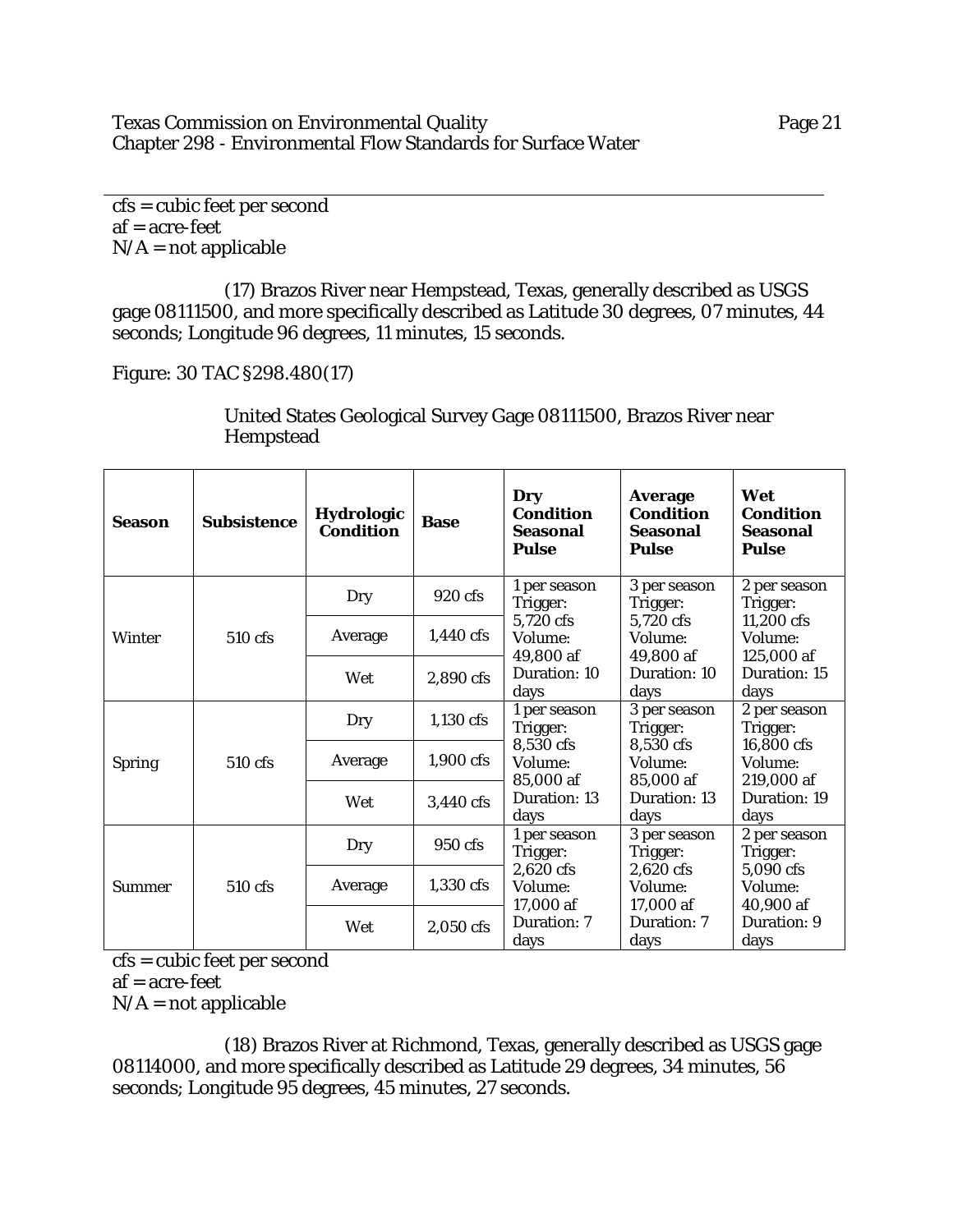cfs = cubic feet per second
af = acre-feet
N/A = not applicable

(17) Brazos River near Hempstead, Texas, generally described as USGS gage 08111500, and more specifically described as Latitude 30 degrees, 07 minutes, 44 seconds; Longitude 96 degrees, 11 minutes, 15 seconds.

Figure: 30 TAC §298.480(17)

United States Geological Survey Gage 08111500, Brazos River near Hempstead

| **Season** | **Subsistence** | **Hydrologic Condition** | **Base** | **Dry Condition Seasonal Pulse** | **Average Condition Seasonal Pulse** | **Wet Condition Seasonal Pulse** |
|---|---|---|---|---|---|---|
| Winter | 510 cfs | Dry | 920 cfs | 1 per season Trigger: 5,720 cfs Volume: 49,800 af Duration: 10 days | 3 per season Trigger: 5,720 cfs Volume: 49,800 af Duration: 10 days | 2 per season Trigger: 11,200 cfs Volume: 125,000 af Duration: 15 days |
| | | Average | 1,440 cfs | | | |
| | | Wet | 2,890 cfs | | | |
| Spring | 510 cfs | Dry | 1,130 cfs | 1 per season Trigger: 8,530 cfs Volume: 85,000 af Duration: 13 days | 3 per season Trigger: 8,530 cfs Volume: 85,000 af Duration: 13 days | 2 per season Trigger: 16,800 cfs Volume: 219,000 af Duration: 19 days |
| | | Average | 1,900 cfs | | | |
| | | Wet | 3,440 cfs | | | |
| Summer | 510 cfs | Dry | 950 cfs | 1 per season Trigger: 2,620 cfs Volume: 17,000 af Duration: 7 days | 3 per season Trigger: 2,620 cfs Volume: 17,000 af Duration: 7 days | 2 per season Trigger: 5,090 cfs Volume: 40,900 af Duration: 9 days |
| | | Average | 1,330 cfs | | | |
| | | Wet | 2,050 cfs | | | |

cfs = cubic feet per second
af = acre-feet
N/A = not applicable

(18) Brazos River at Richmond, Texas, generally described as USGS gage 08114000, and more specifically described as Latitude 29 degrees, 34 minutes, 56 seconds; Longitude 95 degrees, 45 minutes, 27 seconds.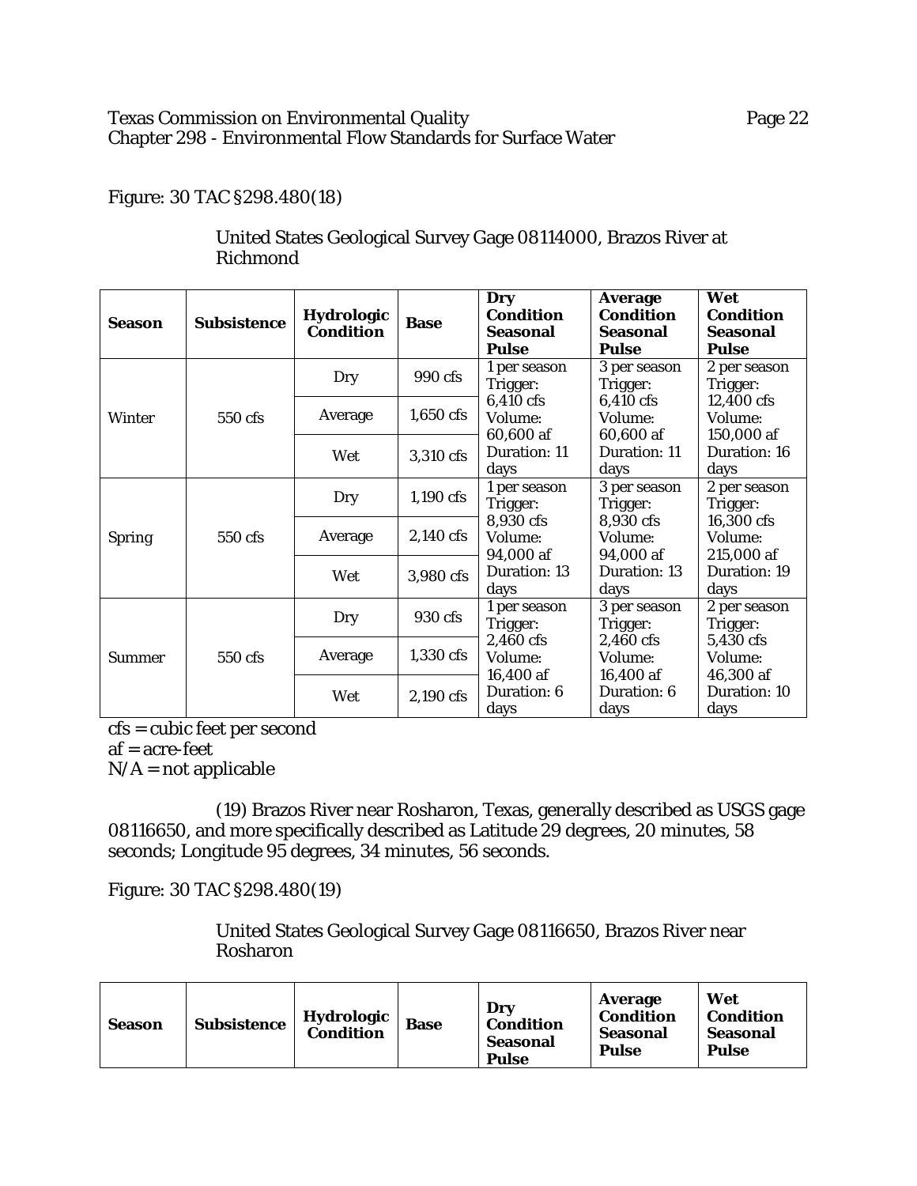Figure: 30 TAC §298.480(18)

United States Geological Survey Gage 08114000, Brazos River at Richmond

| Season | Subsistence | Hydrologic Condition | Base | Dry Condition Seasonal Pulse | Average Condition Seasonal Pulse | Wet Condition Seasonal Pulse |
|---|---|---|---|---|---|---|
| Winter | 550 cfs | Dry | 990 cfs | 1 per season Trigger: 6,410 cfs Volume: 60,600 af Duration: 11 days | 3 per season Trigger: 6,410 cfs Volume: 60,600 af Duration: 11 days | 2 per season Trigger: 12,400 cfs Volume: 150,000 af Duration: 16 days |
| | | Average | 1,650 cfs | | | |
| | | Wet | 3,310 cfs | | | |
| Spring | 550 cfs | Dry | 1,190 cfs | 1 per season Trigger: 8,930 cfs Volume: 94,000 af Duration: 13 days | 3 per season Trigger: 8,930 cfs Volume: 94,000 af Duration: 13 days | 2 per season Trigger: 16,300 cfs Volume: 215,000 af Duration: 19 days |
| | | Average | 2,140 cfs | | | |
| | | Wet | 3,980 cfs | | | |
| Summer | 550 cfs | Dry | 930 cfs | 1 per season Trigger: 2,460 cfs Volume: 16,400 af Duration: 6 days | 3 per season Trigger: 2,460 cfs Volume: 16,400 af Duration: 6 days | 2 per season Trigger: 5,430 cfs Volume: 46,300 af Duration: 10 days |
| | | Average | 1,330 cfs | | | |
| | | Wet | 2,190 cfs | | | |

cfs = cubic feet per second
af = acre-feet
N/A = not applicable

(19) Brazos River near Rosharon, Texas, generally described as USGS gage 08116650, and more specifically described as Latitude 29 degrees, 20 minutes, 58 seconds; Longitude 95 degrees, 34 minutes, 56 seconds.

Figure: 30 TAC §298.480(19)

United States Geological Survey Gage 08116650, Brazos River near Rosharon

| Season | Subsistence | Hydrologic Condition | Base | Dry Condition Seasonal Pulse | Average Condition Seasonal Pulse | Wet Condition Seasonal Pulse |
|---|---|---|---|---|---|---|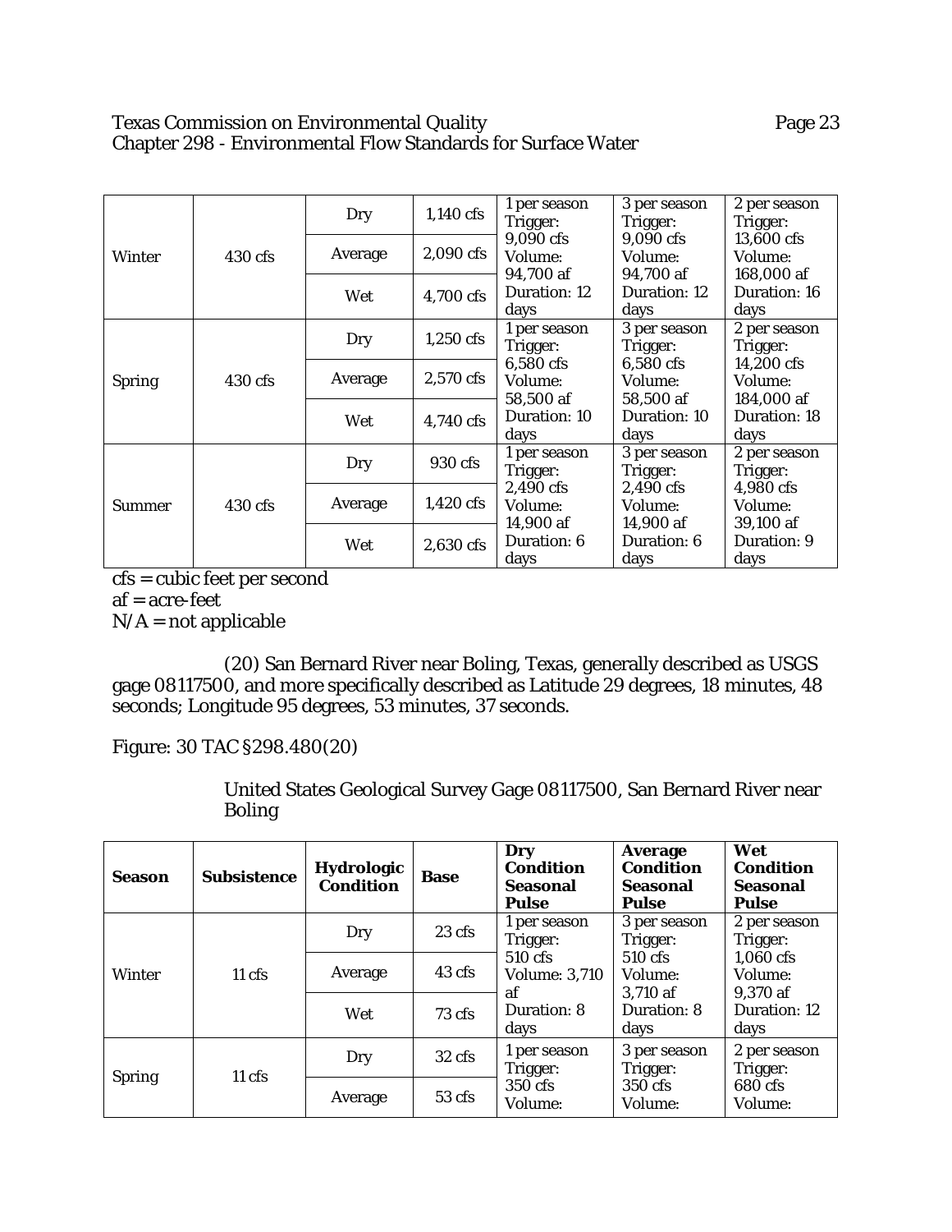| | | | | | | |
|---|---|---|---|---|---|---|
| Winter | 430 cfs | Dry | 1,140 cfs | 1 per season Trigger: 9,090 cfs Volume: 94,700 af Duration: 12 days | 3 per season Trigger: 9,090 cfs Volume: 94,700 af Duration: 12 days | 2 per season Trigger: 13,600 cfs Volume: 168,000 af Duration: 16 days |
| | | Average | 2,090 cfs | | | |
| | | Wet | 4,700 cfs | | | |
| Spring | 430 cfs | Dry | 1,250 cfs | 1 per season Trigger: 6,580 cfs Volume: 58,500 af Duration: 10 days | 3 per season Trigger: 6,580 cfs Volume: 58,500 af Duration: 10 days | 2 per season Trigger: 14,200 cfs Volume: 184,000 af Duration: 18 days |
| | | Average | 2,570 cfs | | | |
| | | Wet | 4,740 cfs | | | |
| Summer | 430 cfs | Dry | 930 cfs | 1 per season Trigger: 2,490 cfs Volume: 14,900 af Duration: 6 days | 3 per season Trigger: 2,490 cfs Volume: 14,900 af Duration: 6 days | 2 per season Trigger: 4,980 cfs Volume: 39,100 af Duration: 9 days |
| | | Average | 1,420 cfs | | | |
| | | Wet | 2,630 cfs | | | |

cfs = cubic feet per second
af = acre-feet
N/A = not applicable

(20) San Bernard River near Boling, Texas, generally described as USGS gage 08117500, and more specifically described as Latitude 29 degrees, 18 minutes, 48 seconds; Longitude 95 degrees, 53 minutes, 37 seconds.

Figure: 30 TAC §298.480(20)

United States Geological Survey Gage 08117500, San Bernard River near Boling

| **Season** | **Subsistence** | **Hydrologic Condition** | **Base** | **Dry Condition Seasonal Pulse** | **Average Condition Seasonal Pulse** | **Wet Condition Seasonal Pulse** |
|---|---|---|---|---|---|---|
| Winter | 11 cfs | Dry | 23 cfs | 1 per season Trigger: 510 cfs Volume: 3,710 af Duration: 8 days | 3 per season Trigger: 510 cfs Volume: 3,710 af Duration: 8 days | 2 per season Trigger: 1,060 cfs Volume: 9,370 af Duration: 12 days |
| | | Average | 43 cfs | | | |
| | | Wet | 73 cfs | | | |
| Spring | 11 cfs | Dry | 32 cfs | 1 per season Trigger: 350 cfs Volume: | 3 per season Trigger: 350 cfs Volume: | 2 per season Trigger: 680 cfs Volume: |
| | | Average | 53 cfs | | | |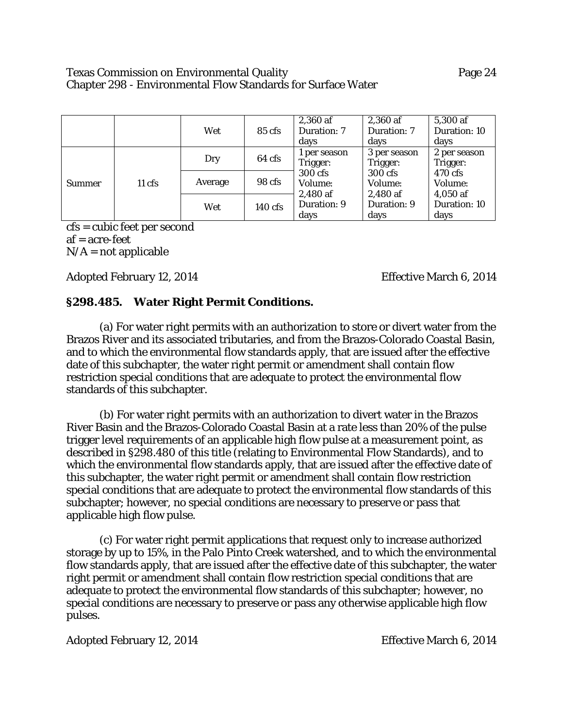| | | Wet | 85 cfs | 2,360 af<br>Duration: 7 days | 2,360 af<br>Duration: 7 days | 5,300 af<br>Duration: 10 days |
|---|---|---|---|---|---|---|
| Summer | 11 cfs | Dry | 64 cfs | 1 per season<br>Trigger: 300 cfs<br>Volume: 2,480 af<br>Duration: 9 days | 3 per season<br>Trigger: 300 cfs<br>Volume: 2,480 af<br>Duration: 9 days | 2 per season<br>Trigger: 470 cfs<br>Volume: 4,050 af<br>Duration: 10 days |
| | | Average | 98 cfs | | | |
| | | Wet | 140 cfs | | | |

cfs = cubic feet per second
af = acre-feet
N/A = not applicable

Adopted February 12, 2014 Effective March 6, 2014

## §298.485. Water Right Permit Conditions.

(a) For water right permits with an authorization to store or divert water from the Brazos River and its associated tributaries, and from the Brazos-Colorado Coastal Basin, and to which the environmental flow standards apply, that are issued after the effective date of this subchapter, the water right permit or amendment shall contain flow restriction special conditions that are adequate to protect the environmental flow standards of this subchapter.

(b) For water right permits with an authorization to divert water in the Brazos River Basin and the Brazos-Colorado Coastal Basin at a rate less than 20% of the pulse trigger level requirements of an applicable high flow pulse at a measurement point, as described in §298.480 of this title (relating to Environmental Flow Standards), and to which the environmental flow standards apply, that are issued after the effective date of this subchapter, the water right permit or amendment shall contain flow restriction special conditions that are adequate to protect the environmental flow standards of this subchapter; however, no special conditions are necessary to preserve or pass that applicable high flow pulse.

(c) For water right permit applications that request only to increase authorized storage by up to 15%, in the Palo Pinto Creek watershed, and to which the environmental flow standards apply, that are issued after the effective date of this subchapter, the water right permit or amendment shall contain flow restriction special conditions that are adequate to protect the environmental flow standards of this subchapter; however, no special conditions are necessary to preserve or pass any otherwise applicable high flow pulses.

Adopted February 12, 2014 Effective March 6, 2014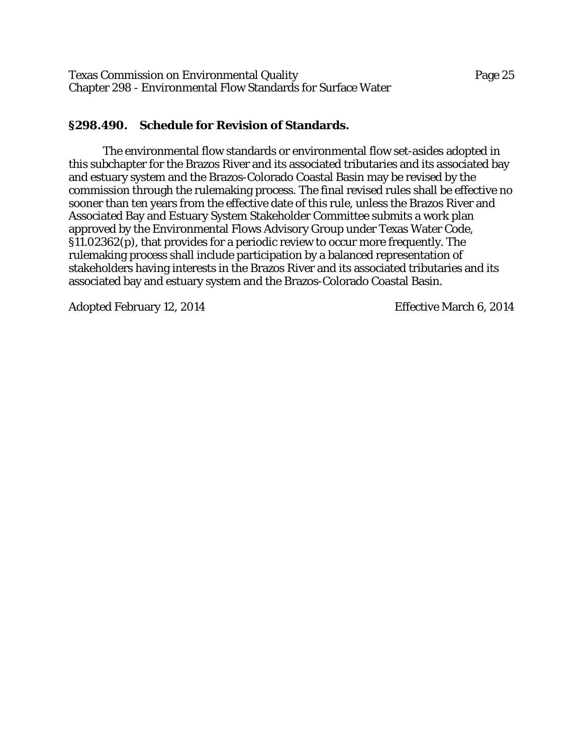## §298.490. Schedule for Revision of Standards.

The environmental flow standards or environmental flow set-asides adopted in this subchapter for the Brazos River and its associated tributaries and its associated bay and estuary system and the Brazos-Colorado Coastal Basin may be revised by the commission through the rulemaking process. The final revised rules shall be effective no sooner than ten years from the effective date of this rule, unless the Brazos River and Associated Bay and Estuary System Stakeholder Committee submits a work plan approved by the Environmental Flows Advisory Group under Texas Water Code, §11.02362(p), that provides for a periodic review to occur more frequently. The rulemaking process shall include participation by a balanced representation of stakeholders having interests in the Brazos River and its associated tributaries and its associated bay and estuary system and the Brazos-Colorado Coastal Basin.

Adopted February 12, 2014 Effective March 6, 2014